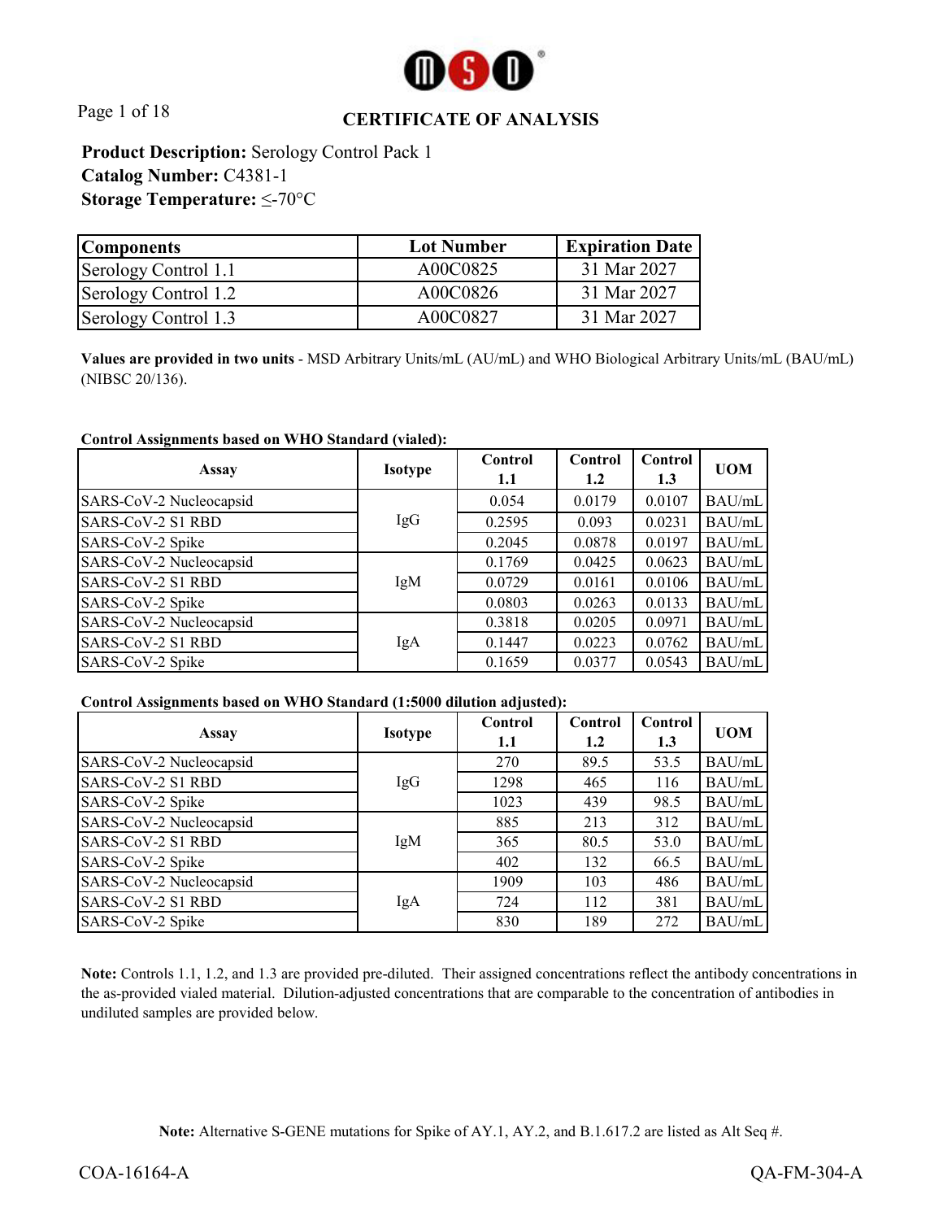# CERTIFICATE OF ANALYSIS

**Product Description:** Serology Control Pack 1
**Catalog Number:** C4381-1
**Storage Temperature:** ≤-70°C

| Components | Lot Number | Expiration Date |
|---|---|---|
| Serology Control 1.1 | A00C0825 | 31 Mar 2027 |
| Serology Control 1.2 | A00C0826 | 31 Mar 2027 |
| Serology Control 1.3 | A00C0827 | 31 Mar 2027 |

**Values are provided in two units** - MSD Arbitrary Units/mL (AU/mL) and WHO Biological Arbitrary Units/mL (BAU/mL) (NIBSC 20/136).

**Control Assignments based on WHO Standard (vialed):**

| Assay | Isotype | Control 1.1 | Control 1.2 | Control 1.3 | UOM |
|---|---|---|---|---|---|
| SARS-CoV-2 Nucleocapsid | IgG | 0.054 | 0.0179 | 0.0107 | BAU/mL |
| SARS-CoV-2 S1 RBD | | 0.2595 | 0.093 | 0.0231 | BAU/mL |
| SARS-CoV-2 Spike | | 0.2045 | 0.0878 | 0.0197 | BAU/mL |
| SARS-CoV-2 Nucleocapsid | IgM | 0.1769 | 0.0425 | 0.0623 | BAU/mL |
| SARS-CoV-2 S1 RBD | | 0.0729 | 0.0161 | 0.0106 | BAU/mL |
| SARS-CoV-2 Spike | | 0.0803 | 0.0263 | 0.0133 | BAU/mL |
| SARS-CoV-2 Nucleocapsid | IgA | 0.3818 | 0.0205 | 0.0971 | BAU/mL |
| SARS-CoV-2 S1 RBD | | 0.1447 | 0.0223 | 0.0762 | BAU/mL |
| SARS-CoV-2 Spike | | 0.1659 | 0.0377 | 0.0543 | BAU/mL |

**Control Assignments based on WHO Standard (1:5000 dilution adjusted):**

| Assay | Isotype | Control 1.1 | Control 1.2 | Control 1.3 | UOM |
|---|---|---|---|---|---|
| SARS-CoV-2 Nucleocapsid | IgG | 270 | 89.5 | 53.5 | BAU/mL |
| SARS-CoV-2 S1 RBD | | 1298 | 465 | 116 | BAU/mL |
| SARS-CoV-2 Spike | | 1023 | 439 | 98.5 | BAU/mL |
| SARS-CoV-2 Nucleocapsid | IgM | 885 | 213 | 312 | BAU/mL |
| SARS-CoV-2 S1 RBD | | 365 | 80.5 | 53.0 | BAU/mL |
| SARS-CoV-2 Spike | | 402 | 132 | 66.5 | BAU/mL |
| SARS-CoV-2 Nucleocapsid | IgA | 1909 | 103 | 486 | BAU/mL |
| SARS-CoV-2 S1 RBD | | 724 | 112 | 381 | BAU/mL |
| SARS-CoV-2 Spike | | 830 | 189 | 272 | BAU/mL |

**Note:** Controls 1.1, 1.2, and 1.3 are provided pre-diluted. Their assigned concentrations reflect the antibody concentrations in the as-provided vialed material. Dilution-adjusted concentrations that are comparable to the concentration of antibodies in undiluted samples are provided below.

**Note:** Alternative S-GENE mutations for Spike of AY.1, AY.2, and B.1.617.2 are listed as Alt Seq #.

COA-16164-A

QA-FM-304-A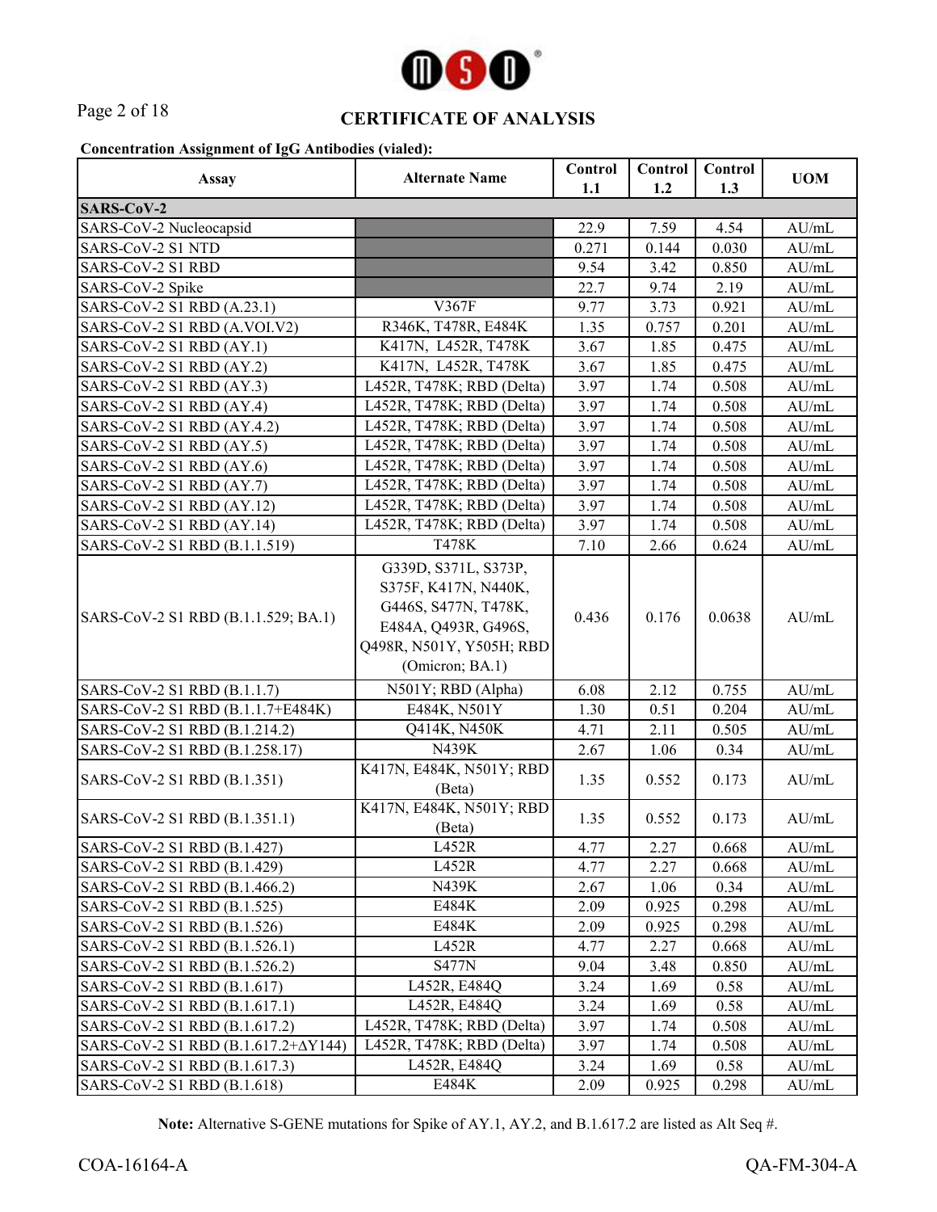## CERTIFICATE OF ANALYSIS

**Concentration Assignment of IgG Antibodies (vialed):**

| Assay | Alternate Name | Control 1.1 | Control 1.2 | Control 1.3 | UOM |
|---|---|---|---|---|---|
| **SARS-CoV-2** | | | | | |
| SARS-CoV-2 Nucleocapsid | | 22.9 | 7.59 | 4.54 | AU/mL |
| SARS-CoV-2 S1 NTD | | 0.271 | 0.144 | 0.030 | AU/mL |
| SARS-CoV-2 S1 RBD | | 9.54 | 3.42 | 0.850 | AU/mL |
| SARS-CoV-2 Spike | | 22.7 | 9.74 | 2.19 | AU/mL |
| SARS-CoV-2 S1 RBD (A.23.1) | V367F | 9.77 | 3.73 | 0.921 | AU/mL |
| SARS-CoV-2 S1 RBD (A.VOI.V2) | R346K, T478R, E484K | 1.35 | 0.757 | 0.201 | AU/mL |
| SARS-CoV-2 S1 RBD (AY.1) | K417N, L452R, T478K | 3.67 | 1.85 | 0.475 | AU/mL |
| SARS-CoV-2 S1 RBD (AY.2) | K417N, L452R, T478K | 3.67 | 1.85 | 0.475 | AU/mL |
| SARS-CoV-2 S1 RBD (AY.3) | L452R, T478K; RBD (Delta) | 3.97 | 1.74 | 0.508 | AU/mL |
| SARS-CoV-2 S1 RBD (AY.4) | L452R, T478K; RBD (Delta) | 3.97 | 1.74 | 0.508 | AU/mL |
| SARS-CoV-2 S1 RBD (AY.4.2) | L452R, T478K; RBD (Delta) | 3.97 | 1.74 | 0.508 | AU/mL |
| SARS-CoV-2 S1 RBD (AY.5) | L452R, T478K; RBD (Delta) | 3.97 | 1.74 | 0.508 | AU/mL |
| SARS-CoV-2 S1 RBD (AY.6) | L452R, T478K; RBD (Delta) | 3.97 | 1.74 | 0.508 | AU/mL |
| SARS-CoV-2 S1 RBD (AY.7) | L452R, T478K; RBD (Delta) | 3.97 | 1.74 | 0.508 | AU/mL |
| SARS-CoV-2 S1 RBD (AY.12) | L452R, T478K; RBD (Delta) | 3.97 | 1.74 | 0.508 | AU/mL |
| SARS-CoV-2 S1 RBD (AY.14) | L452R, T478K; RBD (Delta) | 3.97 | 1.74 | 0.508 | AU/mL |
| SARS-CoV-2 S1 RBD (B.1.1.519) | T478K | 7.10 | 2.66 | 0.624 | AU/mL |
| SARS-CoV-2 S1 RBD (B.1.1.529; BA.1) | G339D, S371L, S373P, S375F, K417N, N440K, G446S, S477N, T478K, E484A, Q493R, G496S, Q498R, N501Y, Y505H; RBD (Omicron; BA.1) | 0.436 | 0.176 | 0.0638 | AU/mL |
| SARS-CoV-2 S1 RBD (B.1.1.7) | N501Y; RBD (Alpha) | 6.08 | 2.12 | 0.755 | AU/mL |
| SARS-CoV-2 S1 RBD (B.1.1.7+E484K) | E484K, N501Y | 1.30 | 0.51 | 0.204 | AU/mL |
| SARS-CoV-2 S1 RBD (B.1.214.2) | Q414K, N450K | 4.71 | 2.11 | 0.505 | AU/mL |
| SARS-CoV-2 S1 RBD (B.1.258.17) | N439K | 2.67 | 1.06 | 0.34 | AU/mL |
| SARS-CoV-2 S1 RBD (B.1.351) | K417N, E484K, N501Y; RBD (Beta) | 1.35 | 0.552 | 0.173 | AU/mL |
| SARS-CoV-2 S1 RBD (B.1.351.1) | K417N, E484K, N501Y; RBD (Beta) | 1.35 | 0.552 | 0.173 | AU/mL |
| SARS-CoV-2 S1 RBD (B.1.427) | L452R | 4.77 | 2.27 | 0.668 | AU/mL |
| SARS-CoV-2 S1 RBD (B.1.429) | L452R | 4.77 | 2.27 | 0.668 | AU/mL |
| SARS-CoV-2 S1 RBD (B.1.466.2) | N439K | 2.67 | 1.06 | 0.34 | AU/mL |
| SARS-CoV-2 S1 RBD (B.1.525) | E484K | 2.09 | 0.925 | 0.298 | AU/mL |
| SARS-CoV-2 S1 RBD (B.1.526) | E484K | 2.09 | 0.925 | 0.298 | AU/mL |
| SARS-CoV-2 S1 RBD (B.1.526.1) | L452R | 4.77 | 2.27 | 0.668 | AU/mL |
| SARS-CoV-2 S1 RBD (B.1.526.2) | S477N | 9.04 | 3.48 | 0.850 | AU/mL |
| SARS-CoV-2 S1 RBD (B.1.617) | L452R, E484Q | 3.24 | 1.69 | 0.58 | AU/mL |
| SARS-CoV-2 S1 RBD (B.1.617.1) | L452R, E484Q | 3.24 | 1.69 | 0.58 | AU/mL |
| SARS-CoV-2 S1 RBD (B.1.617.2) | L452R, T478K; RBD (Delta) | 3.97 | 1.74 | 0.508 | AU/mL |
| SARS-CoV-2 S1 RBD (B.1.617.2+ΔY144) | L452R, T478K; RBD (Delta) | 3.97 | 1.74 | 0.508 | AU/mL |
| SARS-CoV-2 S1 RBD (B.1.617.3) | L452R, E484Q | 3.24 | 1.69 | 0.58 | AU/mL |
| SARS-CoV-2 S1 RBD (B.1.618) | E484K | 2.09 | 0.925 | 0.298 | AU/mL |

**Note:** Alternative S-GENE mutations for Spike of AY.1, AY.2, and B.1.617.2 are listed as Alt Seq #.

COA-16164-A QA-FM-304-A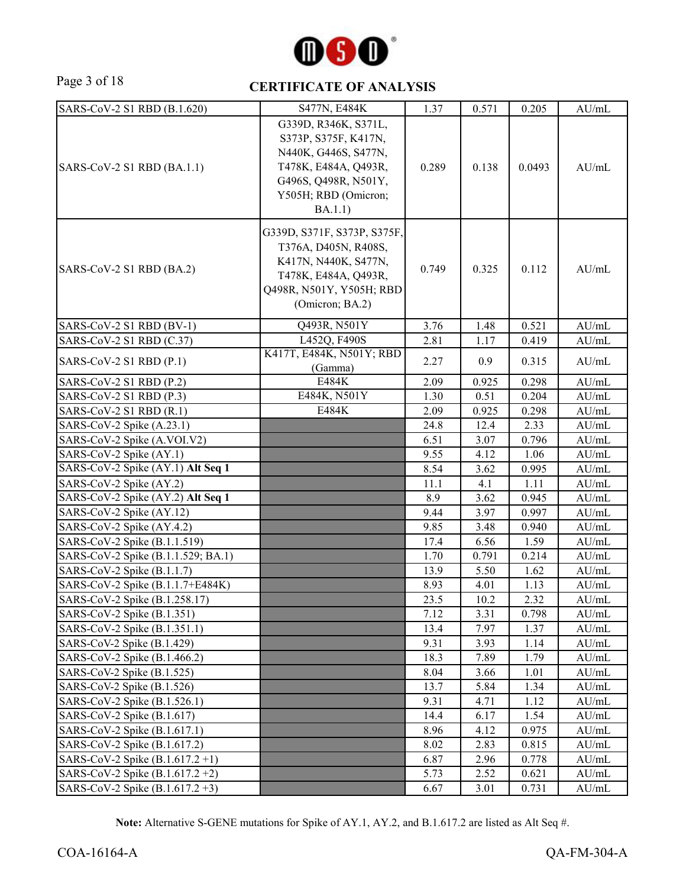# CERTIFICATE OF ANALYSIS

| | | | | | |
|---|---|---|---|---|---|
| SARS-CoV-2 S1 RBD (B.1.620) | S477N, E484K | 1.37 | 0.571 | 0.205 | AU/mL |
| SARS-CoV-2 S1 RBD (BA.1.1) | G339D, R346K, S371L, S373P, S375F, K417N, N440K, G446S, S477N, T478K, E484A, Q493R, G496S, Q498R, N501Y, Y505H; RBD (Omicron; BA.1.1) | 0.289 | 0.138 | 0.0493 | AU/mL |
| SARS-CoV-2 S1 RBD (BA.2) | G339D, S371F, S373P, S375F, T376A, D405N, R408S, K417N, N440K, S477N, T478K, E484A, Q493R, Q498R, N501Y, Y505H; RBD (Omicron; BA.2) | 0.749 | 0.325 | 0.112 | AU/mL |
| SARS-CoV-2 S1 RBD (BV-1) | Q493R, N501Y | 3.76 | 1.48 | 0.521 | AU/mL |
| SARS-CoV-2 S1 RBD (C.37) | L452Q, F490S | 2.81 | 1.17 | 0.419 | AU/mL |
| SARS-CoV-2 S1 RBD (P.1) | K417T, E484K, N501Y; RBD (Gamma) | 2.27 | 0.9 | 0.315 | AU/mL |
| SARS-CoV-2 S1 RBD (P.2) | E484K | 2.09 | 0.925 | 0.298 | AU/mL |
| SARS-CoV-2 S1 RBD (P.3) | E484K, N501Y | 1.30 | 0.51 | 0.204 | AU/mL |
| SARS-CoV-2 S1 RBD (R.1) | E484K | 2.09 | 0.925 | 0.298 | AU/mL |
| SARS-CoV-2 Spike (A.23.1) | | 24.8 | 12.4 | 2.33 | AU/mL |
| SARS-CoV-2 Spike (A.VOI.V2) | | 6.51 | 3.07 | 0.796 | AU/mL |
| SARS-CoV-2 Spike (AY.1) | | 9.55 | 4.12 | 1.06 | AU/mL |
| SARS-CoV-2 Spike (AY.1) **Alt Seq 1** | | 8.54 | 3.62 | 0.995 | AU/mL |
| SARS-CoV-2 Spike (AY.2) | | 11.1 | 4.1 | 1.11 | AU/mL |
| SARS-CoV-2 Spike (AY.2) **Alt Seq 1** | | 8.9 | 3.62 | 0.945 | AU/mL |
| SARS-CoV-2 Spike (AY.12) | | 9.44 | 3.97 | 0.997 | AU/mL |
| SARS-CoV-2 Spike (AY.4.2) | | 9.85 | 3.48 | 0.940 | AU/mL |
| SARS-CoV-2 Spike (B.1.1.519) | | 17.4 | 6.56 | 1.59 | AU/mL |
| SARS-CoV-2 Spike (B.1.1.529; BA.1) | | 1.70 | 0.791 | 0.214 | AU/mL |
| SARS-CoV-2 Spike (B.1.1.7) | | 13.9 | 5.50 | 1.62 | AU/mL |
| SARS-CoV-2 Spike (B.1.1.7+E484K) | | 8.93 | 4.01 | 1.13 | AU/mL |
| SARS-CoV-2 Spike (B.1.258.17) | | 23.5 | 10.2 | 2.32 | AU/mL |
| SARS-CoV-2 Spike (B.1.351) | | 7.12 | 3.31 | 0.798 | AU/mL |
| SARS-CoV-2 Spike (B.1.351.1) | | 13.4 | 7.97 | 1.37 | AU/mL |
| SARS-CoV-2 Spike (B.1.429) | | 9.31 | 3.93 | 1.14 | AU/mL |
| SARS-CoV-2 Spike (B.1.466.2) | | 18.3 | 7.89 | 1.79 | AU/mL |
| SARS-CoV-2 Spike (B.1.525) | | 8.04 | 3.66 | 1.01 | AU/mL |
| SARS-CoV-2 Spike (B.1.526) | | 13.7 | 5.84 | 1.34 | AU/mL |
| SARS-CoV-2 Spike (B.1.526.1) | | 9.31 | 4.71 | 1.12 | AU/mL |
| SARS-CoV-2 Spike (B.1.617) | | 14.4 | 6.17 | 1.54 | AU/mL |
| SARS-CoV-2 Spike (B.1.617.1) | | 8.96 | 4.12 | 0.975 | AU/mL |
| SARS-CoV-2 Spike (B.1.617.2) | | 8.02 | 2.83 | 0.815 | AU/mL |
| SARS-CoV-2 Spike (B.1.617.2 +1) | | 6.87 | 2.96 | 0.778 | AU/mL |
| SARS-CoV-2 Spike (B.1.617.2 +2) | | 5.73 | 2.52 | 0.621 | AU/mL |
| SARS-CoV-2 Spike (B.1.617.2 +3) | | 6.67 | 3.01 | 0.731 | AU/mL |

**Note:** Alternative S-GENE mutations for Spike of AY.1, AY.2, and B.1.617.2 are listed as Alt Seq #.

COA-16164-A QA-FM-304-A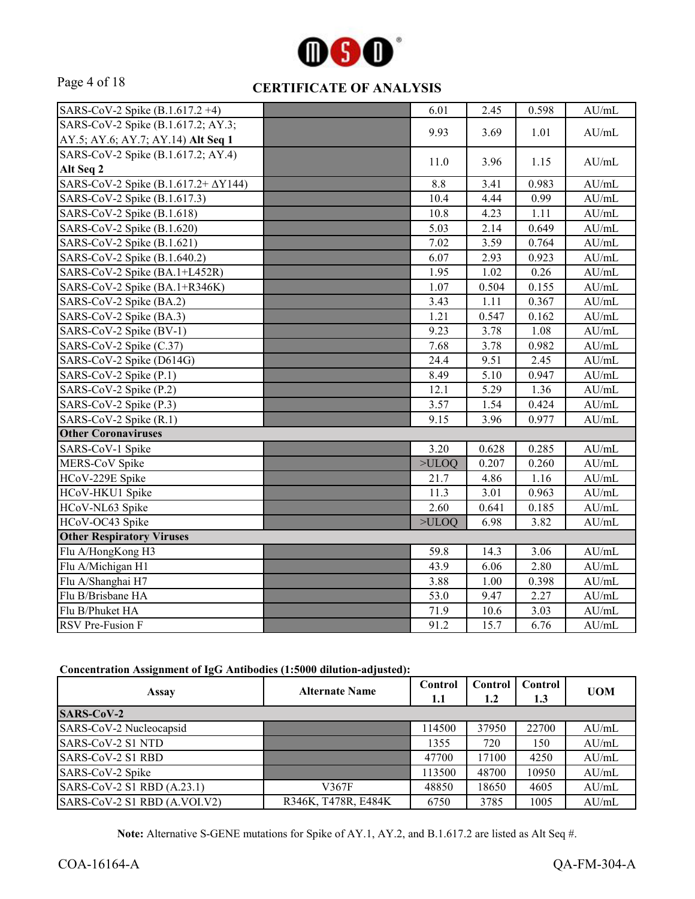# CERTIFICATE OF ANALYSIS

| | | | | | |
|---|---|---|---|---|---|
| SARS-CoV-2 Spike (B.1.617.2 +4) | | 6.01 | 2.45 | 0.598 | AU/mL |
| SARS-CoV-2 Spike (B.1.617.2; AY.3; AY.5; AY.6; AY.7; AY.14) **Alt Seq 1** | | 9.93 | 3.69 | 1.01 | AU/mL |
| SARS-CoV-2 Spike (B.1.617.2; AY.4) **Alt Seq 2** | | 11.0 | 3.96 | 1.15 | AU/mL |
| SARS-CoV-2 Spike (B.1.617.2+ ΔY144) | | 8.8 | 3.41 | 0.983 | AU/mL |
| SARS-CoV-2 Spike (B.1.617.3) | | 10.4 | 4.44 | 0.99 | AU/mL |
| SARS-CoV-2 Spike (B.1.618) | | 10.8 | 4.23 | 1.11 | AU/mL |
| SARS-CoV-2 Spike (B.1.620) | | 5.03 | 2.14 | 0.649 | AU/mL |
| SARS-CoV-2 Spike (B.1.621) | | 7.02 | 3.59 | 0.764 | AU/mL |
| SARS-CoV-2 Spike (B.1.640.2) | | 6.07 | 2.93 | 0.923 | AU/mL |
| SARS-CoV-2 Spike (BA.1+L452R) | | 1.95 | 1.02 | 0.26 | AU/mL |
| SARS-CoV-2 Spike (BA.1+R346K) | | 1.07 | 0.504 | 0.155 | AU/mL |
| SARS-CoV-2 Spike (BA.2) | | 3.43 | 1.11 | 0.367 | AU/mL |
| SARS-CoV-2 Spike (BA.3) | | 1.21 | 0.547 | 0.162 | AU/mL |
| SARS-CoV-2 Spike (BV-1) | | 9.23 | 3.78 | 1.08 | AU/mL |
| SARS-CoV-2 Spike (C.37) | | 7.68 | 3.78 | 0.982 | AU/mL |
| SARS-CoV-2 Spike (D614G) | | 24.4 | 9.51 | 2.45 | AU/mL |
| SARS-CoV-2 Spike (P.1) | | 8.49 | 5.10 | 0.947 | AU/mL |
| SARS-CoV-2 Spike (P.2) | | 12.1 | 5.29 | 1.36 | AU/mL |
| SARS-CoV-2 Spike (P.3) | | 3.57 | 1.54 | 0.424 | AU/mL |
| SARS-CoV-2 Spike (R.1) | | 9.15 | 3.96 | 0.977 | AU/mL |
| **Other Coronaviruses** | | | | | |
| SARS-CoV-1 Spike | | 3.20 | 0.628 | 0.285 | AU/mL |
| MERS-CoV Spike | | >ULOQ | 0.207 | 0.260 | AU/mL |
| HCoV-229E Spike | | 21.7 | 4.86 | 1.16 | AU/mL |
| HCoV-HKU1 Spike | | 11.3 | 3.01 | 0.963 | AU/mL |
| HCoV-NL63 Spike | | 2.60 | 0.641 | 0.185 | AU/mL |
| HCoV-OC43 Spike | | >ULOQ | 6.98 | 3.82 | AU/mL |
| **Other Respiratory Viruses** | | | | | |
| Flu A/HongKong H3 | | 59.8 | 14.3 | 3.06 | AU/mL |
| Flu A/Michigan H1 | | 43.9 | 6.06 | 2.80 | AU/mL |
| Flu A/Shanghai H7 | | 3.88 | 1.00 | 0.398 | AU/mL |
| Flu B/Brisbane HA | | 53.0 | 9.47 | 2.27 | AU/mL |
| Flu B/Phuket HA | | 71.9 | 10.6 | 3.03 | AU/mL |
| RSV Pre-Fusion F | | 91.2 | 15.7 | 6.76 | AU/mL |

**Concentration Assignment of IgG Antibodies (1:5000 dilution-adjusted):**

| Assay | Alternate Name | Control 1.1 | Control 1.2 | Control 1.3 | UOM |
|---|---|---|---|---|---|
| **SARS-CoV-2** | | | | | |
| SARS-CoV-2 Nucleocapsid | | 114500 | 37950 | 22700 | AU/mL |
| SARS-CoV-2 S1 NTD | | 1355 | 720 | 150 | AU/mL |
| SARS-CoV-2 S1 RBD | | 47700 | 17100 | 4250 | AU/mL |
| SARS-CoV-2 Spike | | 113500 | 48700 | 10950 | AU/mL |
| SARS-CoV-2 S1 RBD (A.23.1) | V367F | 48850 | 18650 | 4605 | AU/mL |
| SARS-CoV-2 S1 RBD (A.VOI.V2) | R346K, T478R, E484K | 6750 | 3785 | 1005 | AU/mL |

**Note:** Alternative S-GENE mutations for Spike of AY.1, AY.2, and B.1.617.2 are listed as Alt Seq #.

COA-16164-A QA-FM-304-A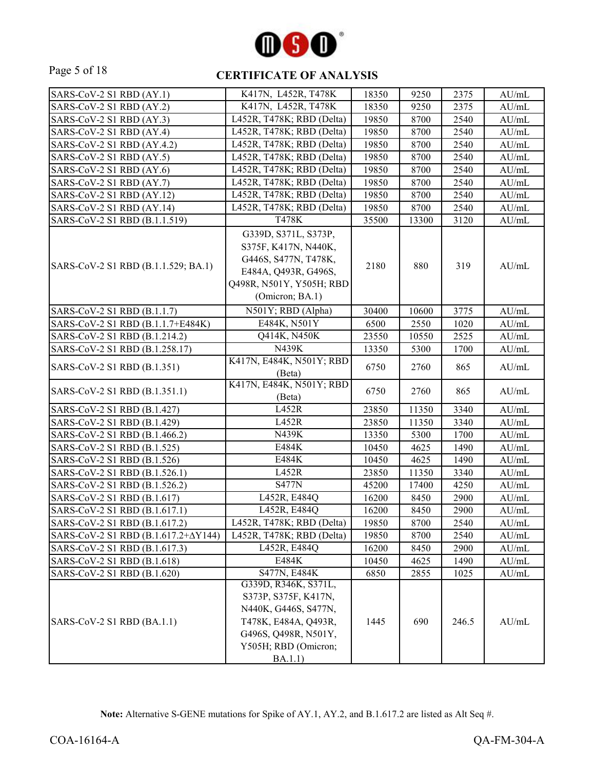## CERTIFICATE OF ANALYSIS

| | | | | | |
|---|---|---|---|---|---|
| SARS-CoV-2 S1 RBD (AY.1) | K417N, L452R, T478K | 18350 | 9250 | 2375 | AU/mL |
| SARS-CoV-2 S1 RBD (AY.2) | K417N, L452R, T478K | 18350 | 9250 | 2375 | AU/mL |
| SARS-CoV-2 S1 RBD (AY.3) | L452R, T478K; RBD (Delta) | 19850 | 8700 | 2540 | AU/mL |
| SARS-CoV-2 S1 RBD (AY.4) | L452R, T478K; RBD (Delta) | 19850 | 8700 | 2540 | AU/mL |
| SARS-CoV-2 S1 RBD (AY.4.2) | L452R, T478K; RBD (Delta) | 19850 | 8700 | 2540 | AU/mL |
| SARS-CoV-2 S1 RBD (AY.5) | L452R, T478K; RBD (Delta) | 19850 | 8700 | 2540 | AU/mL |
| SARS-CoV-2 S1 RBD (AY.6) | L452R, T478K; RBD (Delta) | 19850 | 8700 | 2540 | AU/mL |
| SARS-CoV-2 S1 RBD (AY.7) | L452R, T478K; RBD (Delta) | 19850 | 8700 | 2540 | AU/mL |
| SARS-CoV-2 S1 RBD (AY.12) | L452R, T478K; RBD (Delta) | 19850 | 8700 | 2540 | AU/mL |
| SARS-CoV-2 S1 RBD (AY.14) | L452R, T478K; RBD (Delta) | 19850 | 8700 | 2540 | AU/mL |
| SARS-CoV-2 S1 RBD (B.1.1.519) | T478K | 35500 | 13300 | 3120 | AU/mL |
| SARS-CoV-2 S1 RBD (B.1.1.529; BA.1) | G339D, S371L, S373P, S375F, K417N, N440K, G446S, S477N, T478K, E484A, Q493R, G496S, Q498R, N501Y, Y505H; RBD (Omicron; BA.1) | 2180 | 880 | 319 | AU/mL |
| SARS-CoV-2 S1 RBD (B.1.1.7) | N501Y; RBD (Alpha) | 30400 | 10600 | 3775 | AU/mL |
| SARS-CoV-2 S1 RBD (B.1.1.7+E484K) | E484K, N501Y | 6500 | 2550 | 1020 | AU/mL |
| SARS-CoV-2 S1 RBD (B.1.214.2) | Q414K, N450K | 23550 | 10550 | 2525 | AU/mL |
| SARS-CoV-2 S1 RBD (B.1.258.17) | N439K | 13350 | 5300 | 1700 | AU/mL |
| SARS-CoV-2 S1 RBD (B.1.351) | K417N, E484K, N501Y; RBD (Beta) | 6750 | 2760 | 865 | AU/mL |
| SARS-CoV-2 S1 RBD (B.1.351.1) | K417N, E484K, N501Y; RBD (Beta) | 6750 | 2760 | 865 | AU/mL |
| SARS-CoV-2 S1 RBD (B.1.427) | L452R | 23850 | 11350 | 3340 | AU/mL |
| SARS-CoV-2 S1 RBD (B.1.429) | L452R | 23850 | 11350 | 3340 | AU/mL |
| SARS-CoV-2 S1 RBD (B.1.466.2) | N439K | 13350 | 5300 | 1700 | AU/mL |
| SARS-CoV-2 S1 RBD (B.1.525) | E484K | 10450 | 4625 | 1490 | AU/mL |
| SARS-CoV-2 S1 RBD (B.1.526) | E484K | 10450 | 4625 | 1490 | AU/mL |
| SARS-CoV-2 S1 RBD (B.1.526.1) | L452R | 23850 | 11350 | 3340 | AU/mL |
| SARS-CoV-2 S1 RBD (B.1.526.2) | S477N | 45200 | 17400 | 4250 | AU/mL |
| SARS-CoV-2 S1 RBD (B.1.617) | L452R, E484Q | 16200 | 8450 | 2900 | AU/mL |
| SARS-CoV-2 S1 RBD (B.1.617.1) | L452R, E484Q | 16200 | 8450 | 2900 | AU/mL |
| SARS-CoV-2 S1 RBD (B.1.617.2) | L452R, T478K; RBD (Delta) | 19850 | 8700 | 2540 | AU/mL |
| SARS-CoV-2 S1 RBD (B.1.617.2+ΔY144) | L452R, T478K; RBD (Delta) | 19850 | 8700 | 2540 | AU/mL |
| SARS-CoV-2 S1 RBD (B.1.617.3) | L452R, E484Q | 16200 | 8450 | 2900 | AU/mL |
| SARS-CoV-2 S1 RBD (B.1.618) | E484K | 10450 | 4625 | 1490 | AU/mL |
| SARS-CoV-2 S1 RBD (B.1.620) | S477N, E484K | 6850 | 2855 | 1025 | AU/mL |
| SARS-CoV-2 S1 RBD (BA.1.1) | G339D, R346K, S371L, S373P, S375F, K417N, N440K, G446S, S477N, T478K, E484A, Q493R, G496S, Q498R, N501Y, Y505H; RBD (Omicron; BA.1.1) | 1445 | 690 | 246.5 | AU/mL |

**Note:** Alternative S-GENE mutations for Spike of AY.1, AY.2, and B.1.617.2 are listed as Alt Seq #.

COA-16164-A QA-FM-304-A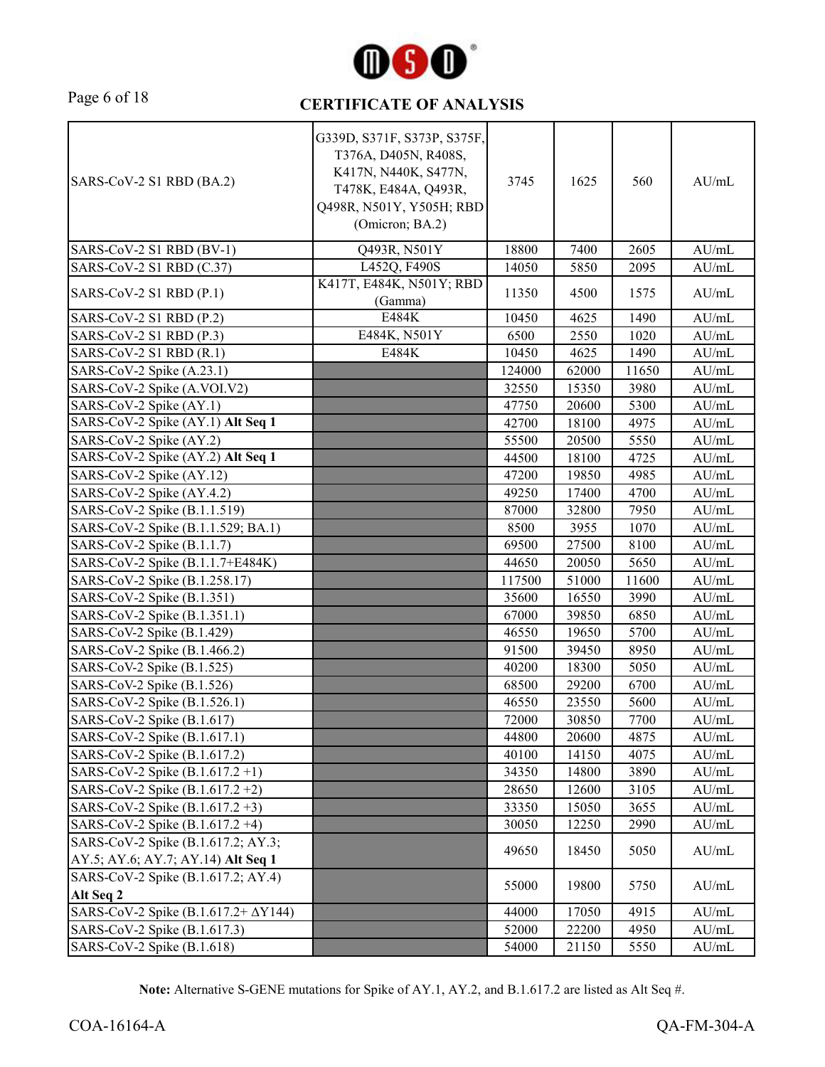# CERTIFICATE OF ANALYSIS

| | | | | | |
|---|---|---|---|---|---|
| SARS-CoV-2 S1 RBD (BA.2) | G339D, S371F, S373P, S375F, T376A, D405N, R408S, K417N, N440K, S477N, T478K, E484A, Q493R, Q498R, N501Y, Y505H; RBD (Omicron; BA.2) | 3745 | 1625 | 560 | AU/mL |
| SARS-CoV-2 S1 RBD (BV-1) | Q493R, N501Y | 18800 | 7400 | 2605 | AU/mL |
| SARS-CoV-2 S1 RBD (C.37) | L452Q, F490S | 14050 | 5850 | 2095 | AU/mL |
| SARS-CoV-2 S1 RBD (P.1) | K417T, E484K, N501Y; RBD (Gamma) | 11350 | 4500 | 1575 | AU/mL |
| SARS-CoV-2 S1 RBD (P.2) | E484K | 10450 | 4625 | 1490 | AU/mL |
| SARS-CoV-2 S1 RBD (P.3) | E484K, N501Y | 6500 | 2550 | 1020 | AU/mL |
| SARS-CoV-2 S1 RBD (R.1) | E484K | 10450 | 4625 | 1490 | AU/mL |
| SARS-CoV-2 Spike (A.23.1) | | 124000 | 62000 | 11650 | AU/mL |
| SARS-CoV-2 Spike (A.VOI.V2) | | 32550 | 15350 | 3980 | AU/mL |
| SARS-CoV-2 Spike (AY.1) | | 47750 | 20600 | 5300 | AU/mL |
| SARS-CoV-2 Spike (AY.1) **Alt Seq 1** | | 42700 | 18100 | 4975 | AU/mL |
| SARS-CoV-2 Spike (AY.2) | | 55500 | 20500 | 5550 | AU/mL |
| SARS-CoV-2 Spike (AY.2) **Alt Seq 1** | | 44500 | 18100 | 4725 | AU/mL |
| SARS-CoV-2 Spike (AY.12) | | 47200 | 19850 | 4985 | AU/mL |
| SARS-CoV-2 Spike (AY.4.2) | | 49250 | 17400 | 4700 | AU/mL |
| SARS-CoV-2 Spike (B.1.1.519) | | 87000 | 32800 | 7950 | AU/mL |
| SARS-CoV-2 Spike (B.1.1.529; BA.1) | | 8500 | 3955 | 1070 | AU/mL |
| SARS-CoV-2 Spike (B.1.1.7) | | 69500 | 27500 | 8100 | AU/mL |
| SARS-CoV-2 Spike (B.1.1.7+E484K) | | 44650 | 20050 | 5650 | AU/mL |
| SARS-CoV-2 Spike (B.1.258.17) | | 117500 | 51000 | 11600 | AU/mL |
| SARS-CoV-2 Spike (B.1.351) | | 35600 | 16550 | 3990 | AU/mL |
| SARS-CoV-2 Spike (B.1.351.1) | | 67000 | 39850 | 6850 | AU/mL |
| SARS-CoV-2 Spike (B.1.429) | | 46550 | 19650 | 5700 | AU/mL |
| SARS-CoV-2 Spike (B.1.466.2) | | 91500 | 39450 | 8950 | AU/mL |
| SARS-CoV-2 Spike (B.1.525) | | 40200 | 18300 | 5050 | AU/mL |
| SARS-CoV-2 Spike (B.1.526) | | 68500 | 29200 | 6700 | AU/mL |
| SARS-CoV-2 Spike (B.1.526.1) | | 46550 | 23550 | 5600 | AU/mL |
| SARS-CoV-2 Spike (B.1.617) | | 72000 | 30850 | 7700 | AU/mL |
| SARS-CoV-2 Spike (B.1.617.1) | | 44800 | 20600 | 4875 | AU/mL |
| SARS-CoV-2 Spike (B.1.617.2) | | 40100 | 14150 | 4075 | AU/mL |
| SARS-CoV-2 Spike (B.1.617.2 +1) | | 34350 | 14800 | 3890 | AU/mL |
| SARS-CoV-2 Spike (B.1.617.2 +2) | | 28650 | 12600 | 3105 | AU/mL |
| SARS-CoV-2 Spike (B.1.617.2 +3) | | 33350 | 15050 | 3655 | AU/mL |
| SARS-CoV-2 Spike (B.1.617.2 +4) | | 30050 | 12250 | 2990 | AU/mL |
| SARS-CoV-2 Spike (B.1.617.2; AY.3; AY.5; AY.6; AY.7; AY.14) **Alt Seq 1** | | 49650 | 18450 | 5050 | AU/mL |
| SARS-CoV-2 Spike (B.1.617.2; AY.4) **Alt Seq 2** | | 55000 | 19800 | 5750 | AU/mL |
| SARS-CoV-2 Spike (B.1.617.2+ ΔY144) | | 44000 | 17050 | 4915 | AU/mL |
| SARS-CoV-2 Spike (B.1.617.3) | | 52000 | 22200 | 4950 | AU/mL |
| SARS-CoV-2 Spike (B.1.618) | | 54000 | 21150 | 5550 | AU/mL |

**Note:** Alternative S-GENE mutations for Spike of AY.1, AY.2, and B.1.617.2 are listed as Alt Seq #.

COA-16164-A

QA-FM-304-A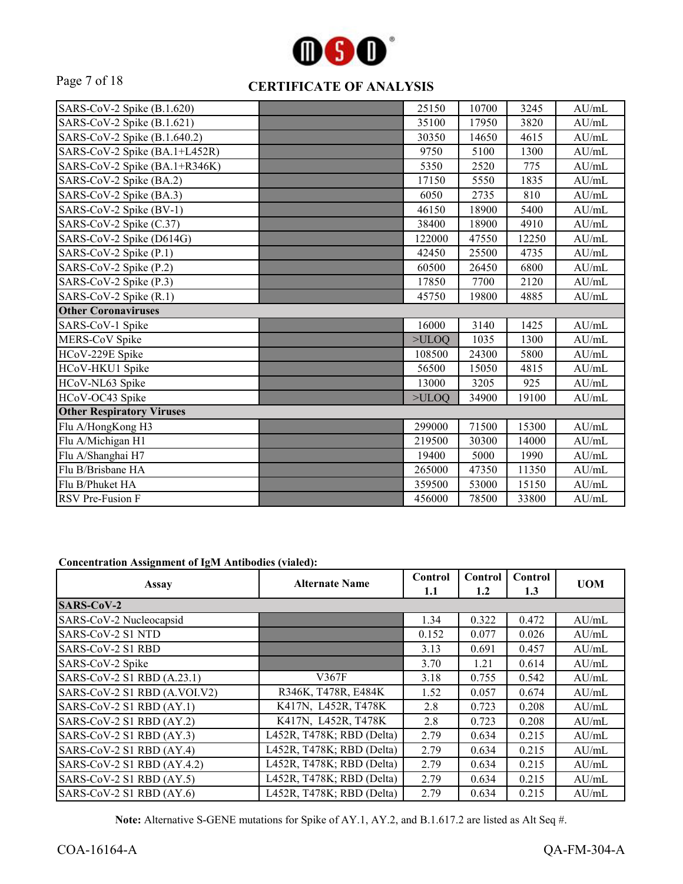# CERTIFICATE OF ANALYSIS

| | | | | | |
|---|---|---|---|---|---|
| SARS-CoV-2 Spike (B.1.620) | | 25150 | 10700 | 3245 | AU/mL |
| SARS-CoV-2 Spike (B.1.621) | | 35100 | 17950 | 3820 | AU/mL |
| SARS-CoV-2 Spike (B.1.640.2) | | 30350 | 14650 | 4615 | AU/mL |
| SARS-CoV-2 Spike (BA.1+L452R) | | 9750 | 5100 | 1300 | AU/mL |
| SARS-CoV-2 Spike (BA.1+R346K) | | 5350 | 2520 | 775 | AU/mL |
| SARS-CoV-2 Spike (BA.2) | | 17150 | 5550 | 1835 | AU/mL |
| SARS-CoV-2 Spike (BA.3) | | 6050 | 2735 | 810 | AU/mL |
| SARS-CoV-2 Spike (BV-1) | | 46150 | 18900 | 5400 | AU/mL |
| SARS-CoV-2 Spike (C.37) | | 38400 | 18900 | 4910 | AU/mL |
| SARS-CoV-2 Spike (D614G) | | 122000 | 47550 | 12250 | AU/mL |
| SARS-CoV-2 Spike (P.1) | | 42450 | 25500 | 4735 | AU/mL |
| SARS-CoV-2 Spike (P.2) | | 60500 | 26450 | 6800 | AU/mL |
| SARS-CoV-2 Spike (P.3) | | 17850 | 7700 | 2120 | AU/mL |
| SARS-CoV-2 Spike (R.1) | | 45750 | 19800 | 4885 | AU/mL |
| **Other Coronaviruses** | | | | | |
| SARS-CoV-1 Spike | | 16000 | 3140 | 1425 | AU/mL |
| MERS-CoV Spike | | >ULOQ | 1035 | 1300 | AU/mL |
| HCoV-229E Spike | | 108500 | 24300 | 5800 | AU/mL |
| HCoV-HKU1 Spike | | 56500 | 15050 | 4815 | AU/mL |
| HCoV-NL63 Spike | | 13000 | 3205 | 925 | AU/mL |
| HCoV-OC43 Spike | | >ULOQ | 34900 | 19100 | AU/mL |
| **Other Respiratory Viruses** | | | | | |
| Flu A/HongKong H3 | | 299000 | 71500 | 15300 | AU/mL |
| Flu A/Michigan H1 | | 219500 | 30300 | 14000 | AU/mL |
| Flu A/Shanghai H7 | | 19400 | 5000 | 1990 | AU/mL |
| Flu B/Brisbane HA | | 265000 | 47350 | 11350 | AU/mL |
| Flu B/Phuket HA | | 359500 | 53000 | 15150 | AU/mL |
| RSV Pre-Fusion F | | 456000 | 78500 | 33800 | AU/mL |

**Concentration Assignment of IgM Antibodies (vialed):**

| Assay | Alternate Name | Control 1.1 | Control 1.2 | Control 1.3 | UOM |
|---|---|---|---|---|---|
| **SARS-CoV-2** | | | | | |
| SARS-CoV-2 Nucleocapsid | | 1.34 | 0.322 | 0.472 | AU/mL |
| SARS-CoV-2 S1 NTD | | 0.152 | 0.077 | 0.026 | AU/mL |
| SARS-CoV-2 S1 RBD | | 3.13 | 0.691 | 0.457 | AU/mL |
| SARS-CoV-2 Spike | | 3.70 | 1.21 | 0.614 | AU/mL |
| SARS-CoV-2 S1 RBD (A.23.1) | V367F | 3.18 | 0.755 | 0.542 | AU/mL |
| SARS-CoV-2 S1 RBD (A.VOI.V2) | R346K, T478R, E484K | 1.52 | 0.057 | 0.674 | AU/mL |
| SARS-CoV-2 S1 RBD (AY.1) | K417N, L452R, T478K | 2.8 | 0.723 | 0.208 | AU/mL |
| SARS-CoV-2 S1 RBD (AY.2) | K417N, L452R, T478K | 2.8 | 0.723 | 0.208 | AU/mL |
| SARS-CoV-2 S1 RBD (AY.3) | L452R, T478K; RBD (Delta) | 2.79 | 0.634 | 0.215 | AU/mL |
| SARS-CoV-2 S1 RBD (AY.4) | L452R, T478K; RBD (Delta) | 2.79 | 0.634 | 0.215 | AU/mL |
| SARS-CoV-2 S1 RBD (AY.4.2) | L452R, T478K; RBD (Delta) | 2.79 | 0.634 | 0.215 | AU/mL |
| SARS-CoV-2 S1 RBD (AY.5) | L452R, T478K; RBD (Delta) | 2.79 | 0.634 | 0.215 | AU/mL |
| SARS-CoV-2 S1 RBD (AY.6) | L452R, T478K; RBD (Delta) | 2.79 | 0.634 | 0.215 | AU/mL |

**Note:** Alternative S-GENE mutations for Spike of AY.1, AY.2, and B.1.617.2 are listed as Alt Seq #.

COA-16164-A QA-FM-304-A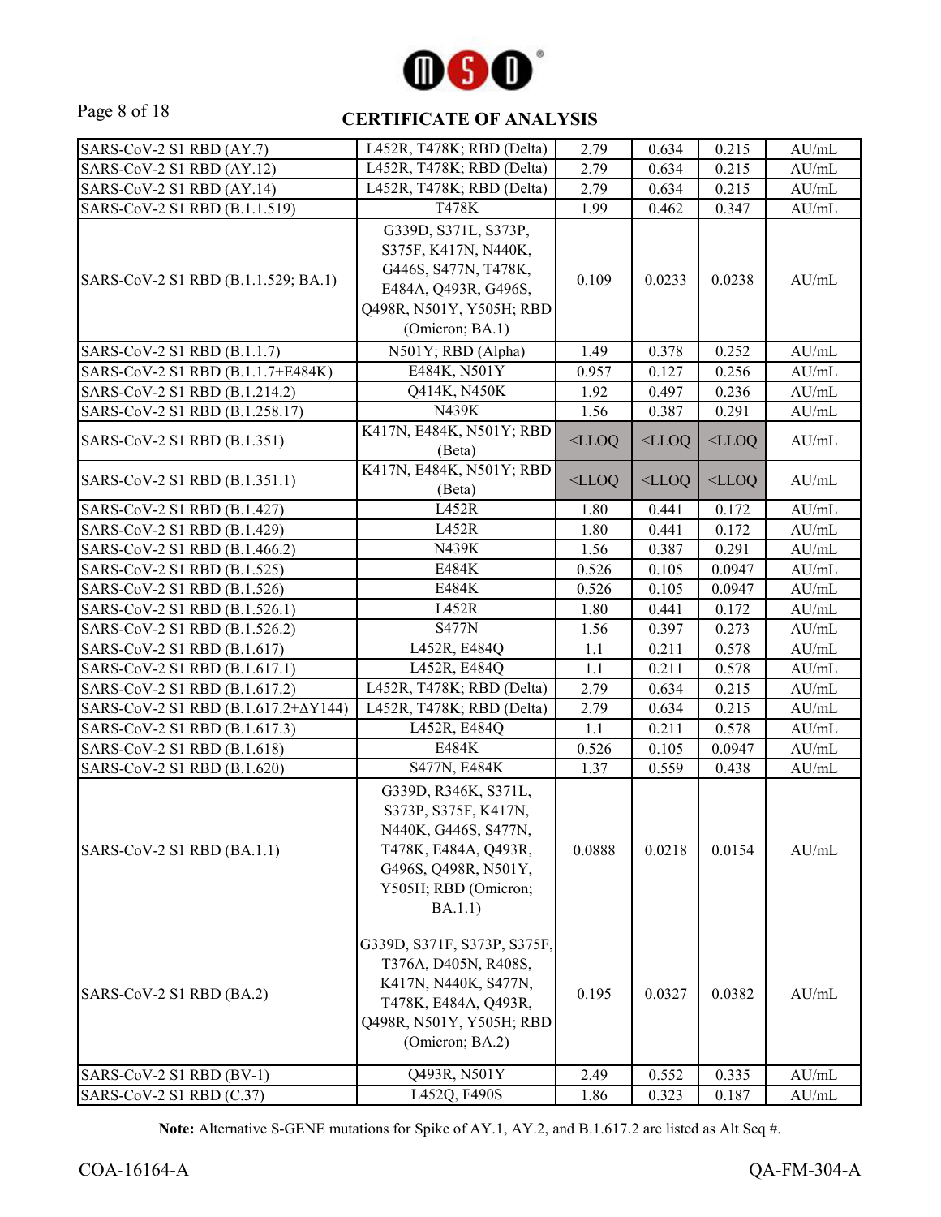## CERTIFICATE OF ANALYSIS

| | | | | | |
|---|---|---|---|---|---|
| SARS-CoV-2 S1 RBD (AY.7) | L452R, T478K; RBD (Delta) | 2.79 | 0.634 | 0.215 | AU/mL |
| SARS-CoV-2 S1 RBD (AY.12) | L452R, T478K; RBD (Delta) | 2.79 | 0.634 | 0.215 | AU/mL |
| SARS-CoV-2 S1 RBD (AY.14) | L452R, T478K; RBD (Delta) | 2.79 | 0.634 | 0.215 | AU/mL |
| SARS-CoV-2 S1 RBD (B.1.1.519) | T478K | 1.99 | 0.462 | 0.347 | AU/mL |
| SARS-CoV-2 S1 RBD (B.1.1.529; BA.1) | G339D, S371L, S373P, S375F, K417N, N440K, G446S, S477N, T478K, E484A, Q493R, G496S, Q498R, N501Y, Y505H; RBD (Omicron; BA.1) | 0.109 | 0.0233 | 0.0238 | AU/mL |
| SARS-CoV-2 S1 RBD (B.1.1.7) | N501Y; RBD (Alpha) | 1.49 | 0.378 | 0.252 | AU/mL |
| SARS-CoV-2 S1 RBD (B.1.1.7+E484K) | E484K, N501Y | 0.957 | 0.127 | 0.256 | AU/mL |
| SARS-CoV-2 S1 RBD (B.1.214.2) | Q414K, N450K | 1.92 | 0.497 | 0.236 | AU/mL |
| SARS-CoV-2 S1 RBD (B.1.258.17) | N439K | 1.56 | 0.387 | 0.291 | AU/mL |
| SARS-CoV-2 S1 RBD (B.1.351) | K417N, E484K, N501Y; RBD (Beta) | <LLOQ | <LLOQ | <LLOQ | AU/mL |
| SARS-CoV-2 S1 RBD (B.1.351.1) | K417N, E484K, N501Y; RBD (Beta) | <LLOQ | <LLOQ | <LLOQ | AU/mL |
| SARS-CoV-2 S1 RBD (B.1.427) | L452R | 1.80 | 0.441 | 0.172 | AU/mL |
| SARS-CoV-2 S1 RBD (B.1.429) | L452R | 1.80 | 0.441 | 0.172 | AU/mL |
| SARS-CoV-2 S1 RBD (B.1.466.2) | N439K | 1.56 | 0.387 | 0.291 | AU/mL |
| SARS-CoV-2 S1 RBD (B.1.525) | E484K | 0.526 | 0.105 | 0.0947 | AU/mL |
| SARS-CoV-2 S1 RBD (B.1.526) | E484K | 0.526 | 0.105 | 0.0947 | AU/mL |
| SARS-CoV-2 S1 RBD (B.1.526.1) | L452R | 1.80 | 0.441 | 0.172 | AU/mL |
| SARS-CoV-2 S1 RBD (B.1.526.2) | S477N | 1.56 | 0.397 | 0.273 | AU/mL |
| SARS-CoV-2 S1 RBD (B.1.617) | L452R, E484Q | 1.1 | 0.211 | 0.578 | AU/mL |
| SARS-CoV-2 S1 RBD (B.1.617.1) | L452R, E484Q | 1.1 | 0.211 | 0.578 | AU/mL |
| SARS-CoV-2 S1 RBD (B.1.617.2) | L452R, T478K; RBD (Delta) | 2.79 | 0.634 | 0.215 | AU/mL |
| SARS-CoV-2 S1 RBD (B.1.617.2+ΔY144) | L452R, T478K; RBD (Delta) | 2.79 | 0.634 | 0.215 | AU/mL |
| SARS-CoV-2 S1 RBD (B.1.617.3) | L452R, E484Q | 1.1 | 0.211 | 0.578 | AU/mL |
| SARS-CoV-2 S1 RBD (B.1.618) | E484K | 0.526 | 0.105 | 0.0947 | AU/mL |
| SARS-CoV-2 S1 RBD (B.1.620) | S477N, E484K | 1.37 | 0.559 | 0.438 | AU/mL |
| SARS-CoV-2 S1 RBD (BA.1.1) | G339D, R346K, S371L, S373P, S375F, K417N, N440K, G446S, S477N, T478K, E484A, Q493R, G496S, Q498R, N501Y, Y505H; RBD (Omicron; BA.1.1) | 0.0888 | 0.0218 | 0.0154 | AU/mL |
| SARS-CoV-2 S1 RBD (BA.2) | G339D, S371F, S373P, S375F, T376A, D405N, R408S, K417N, N440K, S477N, T478K, E484A, Q493R, Q498R, N501Y, Y505H; RBD (Omicron; BA.2) | 0.195 | 0.0327 | 0.0382 | AU/mL |
| SARS-CoV-2 S1 RBD (BV-1) | Q493R, N501Y | 2.49 | 0.552 | 0.335 | AU/mL |
| SARS-CoV-2 S1 RBD (C.37) | L452Q, F490S | 1.86 | 0.323 | 0.187 | AU/mL |

**Note:** Alternative S-GENE mutations for Spike of AY.1, AY.2, and B.1.617.2 are listed as Alt Seq #.

COA-16164-A QA-FM-304-A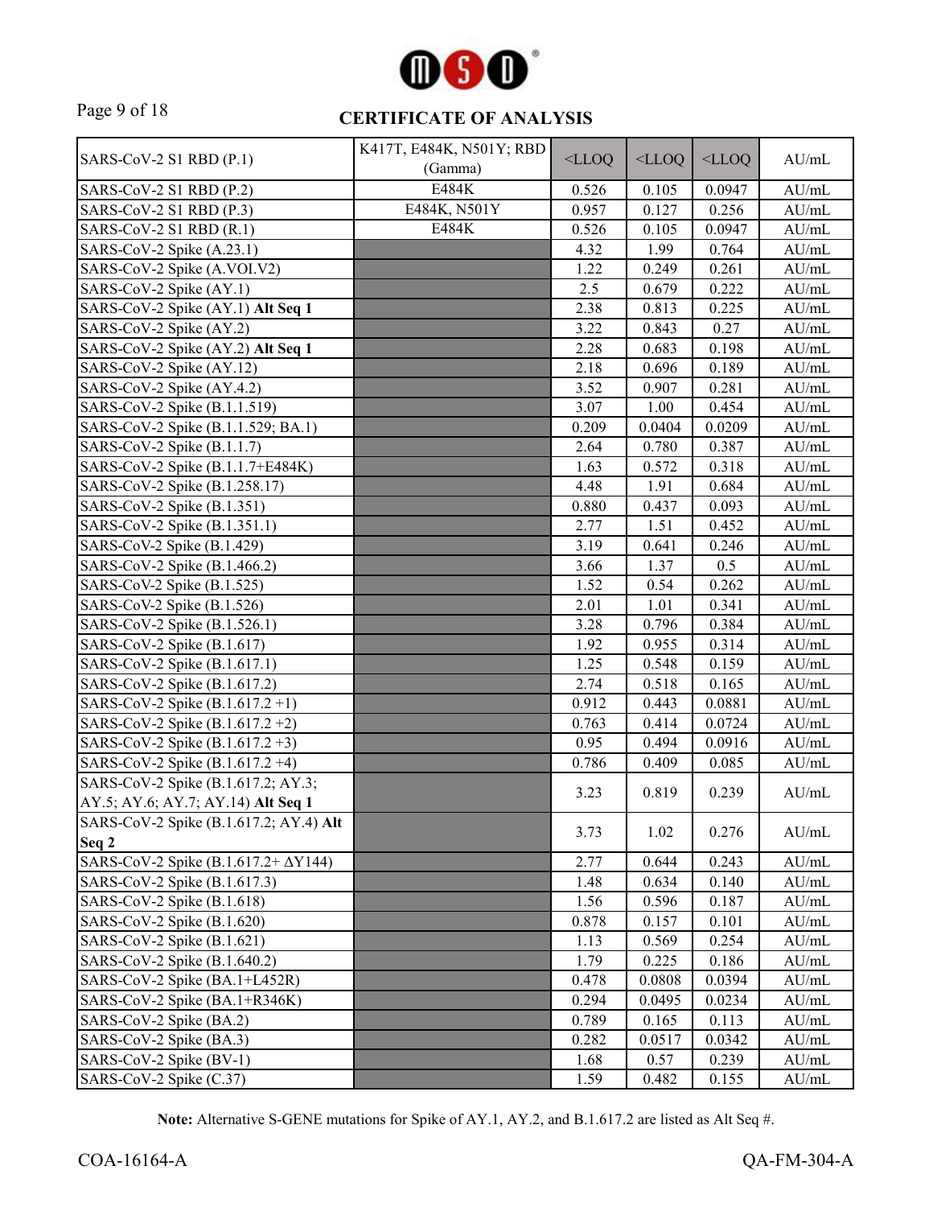# CERTIFICATE OF ANALYSIS

| | | | | | |
|---|---|---|---|---|---|
| SARS-CoV-2 S1 RBD (P.1) | K417T, E484K, N501Y; RBD (Gamma) | <LLOQ | <LLOQ | <LLOQ | AU/mL |
| SARS-CoV-2 S1 RBD (P.2) | E484K | 0.526 | 0.105 | 0.0947 | AU/mL |
| SARS-CoV-2 S1 RBD (P.3) | E484K, N501Y | 0.957 | 0.127 | 0.256 | AU/mL |
| SARS-CoV-2 S1 RBD (R.1) | E484K | 0.526 | 0.105 | 0.0947 | AU/mL |
| SARS-CoV-2 Spike (A.23.1) | | 4.32 | 1.99 | 0.764 | AU/mL |
| SARS-CoV-2 Spike (A.VOI.V2) | | 1.22 | 0.249 | 0.261 | AU/mL |
| SARS-CoV-2 Spike (AY.1) | | 2.5 | 0.679 | 0.222 | AU/mL |
| SARS-CoV-2 Spike (AY.1) **Alt Seq 1** | | 2.38 | 0.813 | 0.225 | AU/mL |
| SARS-CoV-2 Spike (AY.2) | | 3.22 | 0.843 | 0.27 | AU/mL |
| SARS-CoV-2 Spike (AY.2) **Alt Seq 1** | | 2.28 | 0.683 | 0.198 | AU/mL |
| SARS-CoV-2 Spike (AY.12) | | 2.18 | 0.696 | 0.189 | AU/mL |
| SARS-CoV-2 Spike (AY.4.2) | | 3.52 | 0.907 | 0.281 | AU/mL |
| SARS-CoV-2 Spike (B.1.1.519) | | 3.07 | 1.00 | 0.454 | AU/mL |
| SARS-CoV-2 Spike (B.1.1.529; BA.1) | | 0.209 | 0.0404 | 0.0209 | AU/mL |
| SARS-CoV-2 Spike (B.1.1.7) | | 2.64 | 0.780 | 0.387 | AU/mL |
| SARS-CoV-2 Spike (B.1.1.7+E484K) | | 1.63 | 0.572 | 0.318 | AU/mL |
| SARS-CoV-2 Spike (B.1.258.17) | | 4.48 | 1.91 | 0.684 | AU/mL |
| SARS-CoV-2 Spike (B.1.351) | | 0.880 | 0.437 | 0.093 | AU/mL |
| SARS-CoV-2 Spike (B.1.351.1) | | 2.77 | 1.51 | 0.452 | AU/mL |
| SARS-CoV-2 Spike (B.1.429) | | 3.19 | 0.641 | 0.246 | AU/mL |
| SARS-CoV-2 Spike (B.1.466.2) | | 3.66 | 1.37 | 0.5 | AU/mL |
| SARS-CoV-2 Spike (B.1.525) | | 1.52 | 0.54 | 0.262 | AU/mL |
| SARS-CoV-2 Spike (B.1.526) | | 2.01 | 1.01 | 0.341 | AU/mL |
| SARS-CoV-2 Spike (B.1.526.1) | | 3.28 | 0.796 | 0.384 | AU/mL |
| SARS-CoV-2 Spike (B.1.617) | | 1.92 | 0.955 | 0.314 | AU/mL |
| SARS-CoV-2 Spike (B.1.617.1) | | 1.25 | 0.548 | 0.159 | AU/mL |
| SARS-CoV-2 Spike (B.1.617.2) | | 2.74 | 0.518 | 0.165 | AU/mL |
| SARS-CoV-2 Spike (B.1.617.2 +1) | | 0.912 | 0.443 | 0.0881 | AU/mL |
| SARS-CoV-2 Spike (B.1.617.2 +2) | | 0.763 | 0.414 | 0.0724 | AU/mL |
| SARS-CoV-2 Spike (B.1.617.2 +3) | | 0.95 | 0.494 | 0.0916 | AU/mL |
| SARS-CoV-2 Spike (B.1.617.2 +4) | | 0.786 | 0.409 | 0.085 | AU/mL |
| SARS-CoV-2 Spike (B.1.617.2; AY.3; AY.5; AY.6; AY.7; AY.14) **Alt Seq 1** | | 3.23 | 0.819 | 0.239 | AU/mL |
| SARS-CoV-2 Spike (B.1.617.2; AY.4) **Alt Seq 2** | | 3.73 | 1.02 | 0.276 | AU/mL |
| SARS-CoV-2 Spike (B.1.617.2+ ΔY144) | | 2.77 | 0.644 | 0.243 | AU/mL |
| SARS-CoV-2 Spike (B.1.617.3) | | 1.48 | 0.634 | 0.140 | AU/mL |
| SARS-CoV-2 Spike (B.1.618) | | 1.56 | 0.596 | 0.187 | AU/mL |
| SARS-CoV-2 Spike (B.1.620) | | 0.878 | 0.157 | 0.101 | AU/mL |
| SARS-CoV-2 Spike (B.1.621) | | 1.13 | 0.569 | 0.254 | AU/mL |
| SARS-CoV-2 Spike (B.1.640.2) | | 1.79 | 0.225 | 0.186 | AU/mL |
| SARS-CoV-2 Spike (BA.1+L452R) | | 0.478 | 0.0808 | 0.0394 | AU/mL |
| SARS-CoV-2 Spike (BA.1+R346K) | | 0.294 | 0.0495 | 0.0234 | AU/mL |
| SARS-CoV-2 Spike (BA.2) | | 0.789 | 0.165 | 0.113 | AU/mL |
| SARS-CoV-2 Spike (BA.3) | | 0.282 | 0.0517 | 0.0342 | AU/mL |
| SARS-CoV-2 Spike (BV-1) | | 1.68 | 0.57 | 0.239 | AU/mL |
| SARS-CoV-2 Spike (C.37) | | 1.59 | 0.482 | 0.155 | AU/mL |

**Note:** Alternative S-GENE mutations for Spike of AY.1, AY.2, and B.1.617.2 are listed as Alt Seq #.

COA-16164-A QA-FM-304-A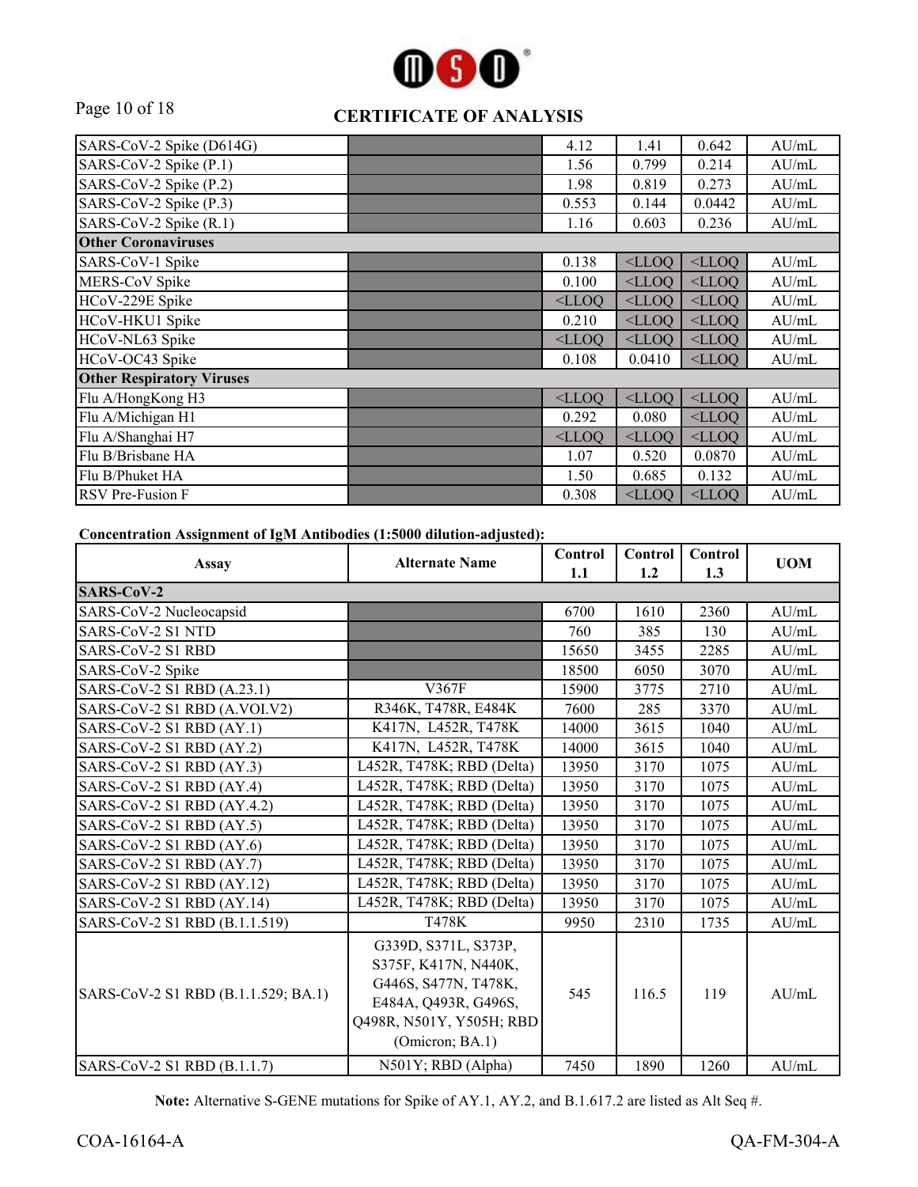## CERTIFICATE OF ANALYSIS

| | | | | | |
|---|---|---|---|---|---|
| SARS-CoV-2 Spike (D614G) | | 4.12 | 1.41 | 0.642 | AU/mL |
| SARS-CoV-2 Spike (P.1) | | 1.56 | 0.799 | 0.214 | AU/mL |
| SARS-CoV-2 Spike (P.2) | | 1.98 | 0.819 | 0.273 | AU/mL |
| SARS-CoV-2 Spike (P.3) | | 0.553 | 0.144 | 0.0442 | AU/mL |
| SARS-CoV-2 Spike (R.1) | | 1.16 | 0.603 | 0.236 | AU/mL |
| **Other Coronaviruses** | | | | | |
| SARS-CoV-1 Spike | | 0.138 | <LLOQ | <LLOQ | AU/mL |
| MERS-CoV Spike | | 0.100 | <LLOQ | <LLOQ | AU/mL |
| HCoV-229E Spike | | <LLOQ | <LLOQ | <LLOQ | AU/mL |
| HCoV-HKU1 Spike | | 0.210 | <LLOQ | <LLOQ | AU/mL |
| HCoV-NL63 Spike | | <LLOQ | <LLOQ | <LLOQ | AU/mL |
| HCoV-OC43 Spike | | 0.108 | 0.0410 | <LLOQ | AU/mL |
| **Other Respiratory Viruses** | | | | | |
| Flu A/HongKong H3 | | <LLOQ | <LLOQ | <LLOQ | AU/mL |
| Flu A/Michigan H1 | | 0.292 | 0.080 | <LLOQ | AU/mL |
| Flu A/Shanghai H7 | | <LLOQ | <LLOQ | <LLOQ | AU/mL |
| Flu B/Brisbane HA | | 1.07 | 0.520 | 0.0870 | AU/mL |
| Flu B/Phuket HA | | 1.50 | 0.685 | 0.132 | AU/mL |
| RSV Pre-Fusion F | | 0.308 | <LLOQ | <LLOQ | AU/mL |

**Concentration Assignment of IgM Antibodies (1:5000 dilution-adjusted):**

| Assay | Alternate Name | Control 1.1 | Control 1.2 | Control 1.3 | UOM |
|---|---|---|---|---|---|
| **SARS-CoV-2** | | | | | |
| SARS-CoV-2 Nucleocapsid | | 6700 | 1610 | 2360 | AU/mL |
| SARS-CoV-2 S1 NTD | | 760 | 385 | 130 | AU/mL |
| SARS-CoV-2 S1 RBD | | 15650 | 3455 | 2285 | AU/mL |
| SARS-CoV-2 Spike | | 18500 | 6050 | 3070 | AU/mL |
| SARS-CoV-2 S1 RBD (A.23.1) | V367F | 15900 | 3775 | 2710 | AU/mL |
| SARS-CoV-2 S1 RBD (A.VOI.V2) | R346K, T478R, E484K | 7600 | 285 | 3370 | AU/mL |
| SARS-CoV-2 S1 RBD (AY.1) | K417N, L452R, T478K | 14000 | 3615 | 1040 | AU/mL |
| SARS-CoV-2 S1 RBD (AY.2) | K417N, L452R, T478K | 14000 | 3615 | 1040 | AU/mL |
| SARS-CoV-2 S1 RBD (AY.3) | L452R, T478K; RBD (Delta) | 13950 | 3170 | 1075 | AU/mL |
| SARS-CoV-2 S1 RBD (AY.4) | L452R, T478K; RBD (Delta) | 13950 | 3170 | 1075 | AU/mL |
| SARS-CoV-2 S1 RBD (AY.4.2) | L452R, T478K; RBD (Delta) | 13950 | 3170 | 1075 | AU/mL |
| SARS-CoV-2 S1 RBD (AY.5) | L452R, T478K; RBD (Delta) | 13950 | 3170 | 1075 | AU/mL |
| SARS-CoV-2 S1 RBD (AY.6) | L452R, T478K; RBD (Delta) | 13950 | 3170 | 1075 | AU/mL |
| SARS-CoV-2 S1 RBD (AY.7) | L452R, T478K; RBD (Delta) | 13950 | 3170 | 1075 | AU/mL |
| SARS-CoV-2 S1 RBD (AY.12) | L452R, T478K; RBD (Delta) | 13950 | 3170 | 1075 | AU/mL |
| SARS-CoV-2 S1 RBD (AY.14) | L452R, T478K; RBD (Delta) | 13950 | 3170 | 1075 | AU/mL |
| SARS-CoV-2 S1 RBD (B.1.1.519) | T478K | 9950 | 2310 | 1735 | AU/mL |
| SARS-CoV-2 S1 RBD (B.1.1.529; BA.1) | G339D, S371L, S373P, S375F, K417N, N440K, G446S, S477N, T478K, E484A, Q493R, G496S, Q498R, N501Y, Y505H; RBD (Omicron; BA.1) | 545 | 116.5 | 119 | AU/mL |
| SARS-CoV-2 S1 RBD (B.1.1.7) | N501Y; RBD (Alpha) | 7450 | 1890 | 1260 | AU/mL |

**Note:** Alternative S-GENE mutations for Spike of AY.1, AY.2, and B.1.617.2 are listed as Alt Seq #.

COA-16164-A QA-FM-304-A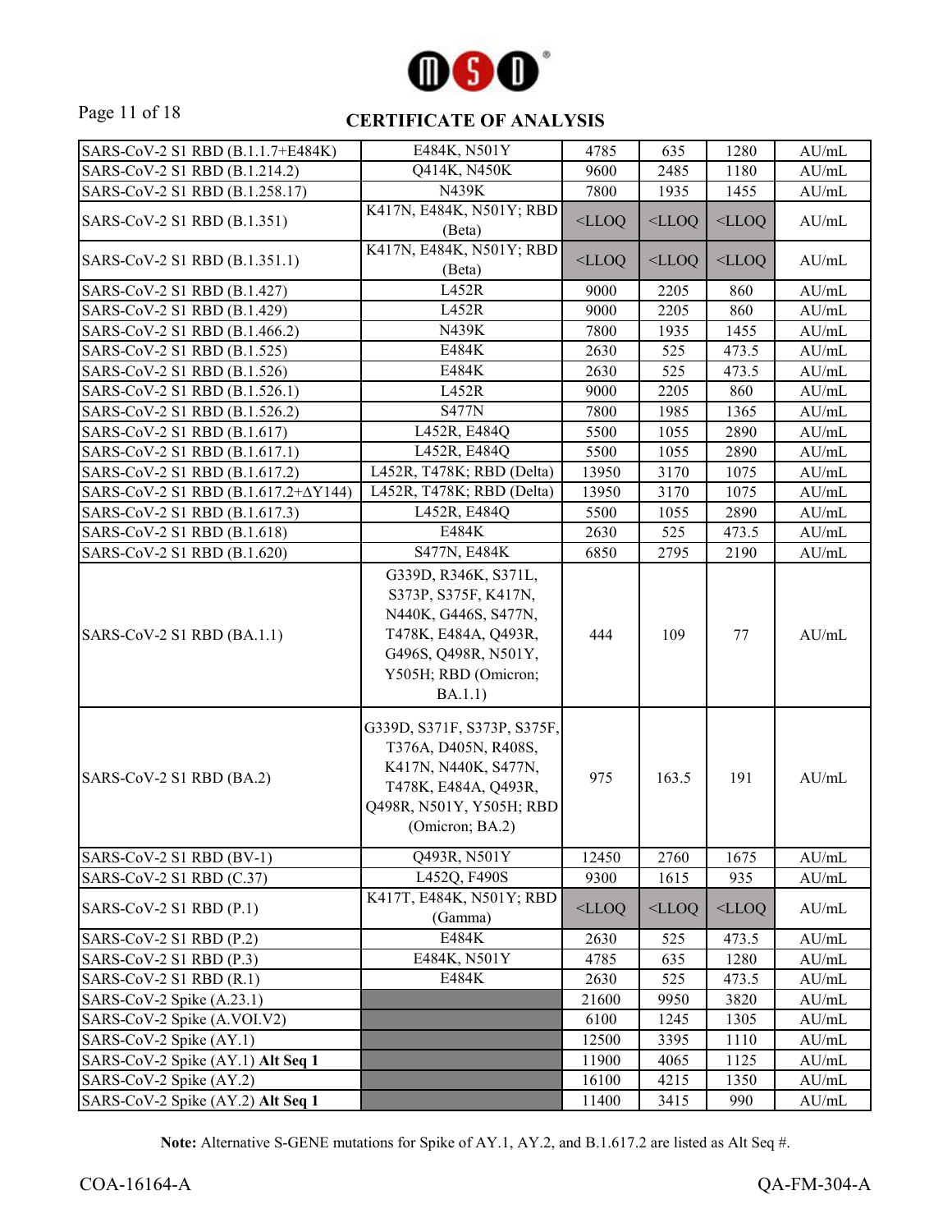## CERTIFICATE OF ANALYSIS

| | | | | | |
|---|---|---|---|---|---|
| SARS-CoV-2 S1 RBD (B.1.1.7+E484K) | E484K, N501Y | 4785 | 635 | 1280 | AU/mL |
| SARS-CoV-2 S1 RBD (B.1.214.2) | Q414K, N450K | 9600 | 2485 | 1180 | AU/mL |
| SARS-CoV-2 S1 RBD (B.1.258.17) | N439K | 7800 | 1935 | 1455 | AU/mL |
| SARS-CoV-2 S1 RBD (B.1.351) | K417N, E484K, N501Y; RBD (Beta) | <LLOQ | <LLOQ | <LLOQ | AU/mL |
| SARS-CoV-2 S1 RBD (B.1.351.1) | K417N, E484K, N501Y; RBD (Beta) | <LLOQ | <LLOQ | <LLOQ | AU/mL |
| SARS-CoV-2 S1 RBD (B.1.427) | L452R | 9000 | 2205 | 860 | AU/mL |
| SARS-CoV-2 S1 RBD (B.1.429) | L452R | 9000 | 2205 | 860 | AU/mL |
| SARS-CoV-2 S1 RBD (B.1.466.2) | N439K | 7800 | 1935 | 1455 | AU/mL |
| SARS-CoV-2 S1 RBD (B.1.525) | E484K | 2630 | 525 | 473.5 | AU/mL |
| SARS-CoV-2 S1 RBD (B.1.526) | E484K | 2630 | 525 | 473.5 | AU/mL |
| SARS-CoV-2 S1 RBD (B.1.526.1) | L452R | 9000 | 2205 | 860 | AU/mL |
| SARS-CoV-2 S1 RBD (B.1.526.2) | S477N | 7800 | 1985 | 1365 | AU/mL |
| SARS-CoV-2 S1 RBD (B.1.617) | L452R, E484Q | 5500 | 1055 | 2890 | AU/mL |
| SARS-CoV-2 S1 RBD (B.1.617.1) | L452R, E484Q | 5500 | 1055 | 2890 | AU/mL |
| SARS-CoV-2 S1 RBD (B.1.617.2) | L452R, T478K; RBD (Delta) | 13950 | 3170 | 1075 | AU/mL |
| SARS-CoV-2 S1 RBD (B.1.617.2+ΔY144) | L452R, T478K; RBD (Delta) | 13950 | 3170 | 1075 | AU/mL |
| SARS-CoV-2 S1 RBD (B.1.617.3) | L452R, E484Q | 5500 | 1055 | 2890 | AU/mL |
| SARS-CoV-2 S1 RBD (B.1.618) | E484K | 2630 | 525 | 473.5 | AU/mL |
| SARS-CoV-2 S1 RBD (B.1.620) | S477N, E484K | 6850 | 2795 | 2190 | AU/mL |
| SARS-CoV-2 S1 RBD (BA.1.1) | G339D, R346K, S371L, S373P, S375F, K417N, N440K, G446S, S477N, T478K, E484A, Q493R, G496S, Q498R, N501Y, Y505H; RBD (Omicron; BA.1.1) | 444 | 109 | 77 | AU/mL |
| SARS-CoV-2 S1 RBD (BA.2) | G339D, S371F, S373P, S375F, T376A, D405N, R408S, K417N, N440K, S477N, T478K, E484A, Q493R, Q498R, N501Y, Y505H; RBD (Omicron; BA.2) | 975 | 163.5 | 191 | AU/mL |
| SARS-CoV-2 S1 RBD (BV-1) | Q493R, N501Y | 12450 | 2760 | 1675 | AU/mL |
| SARS-CoV-2 S1 RBD (C.37) | L452Q, F490S | 9300 | 1615 | 935 | AU/mL |
| SARS-CoV-2 S1 RBD (P.1) | K417T, E484K, N501Y; RBD (Gamma) | <LLOQ | <LLOQ | <LLOQ | AU/mL |
| SARS-CoV-2 S1 RBD (P.2) | E484K | 2630 | 525 | 473.5 | AU/mL |
| SARS-CoV-2 S1 RBD (P.3) | E484K, N501Y | 4785 | 635 | 1280 | AU/mL |
| SARS-CoV-2 S1 RBD (R.1) | E484K | 2630 | 525 | 473.5 | AU/mL |
| SARS-CoV-2 Spike (A.23.1) | | 21600 | 9950 | 3820 | AU/mL |
| SARS-CoV-2 Spike (A.VOI.V2) | | 6100 | 1245 | 1305 | AU/mL |
| SARS-CoV-2 Spike (AY.1) | | 12500 | 3395 | 1110 | AU/mL |
| SARS-CoV-2 Spike (AY.1) **Alt Seq 1** | | 11900 | 4065 | 1125 | AU/mL |
| SARS-CoV-2 Spike (AY.2) | | 16100 | 4215 | 1350 | AU/mL |
| SARS-CoV-2 Spike (AY.2) **Alt Seq 1** | | 11400 | 3415 | 990 | AU/mL |

**Note:** Alternative S-GENE mutations for Spike of AY.1, AY.2, and B.1.617.2 are listed as Alt Seq #.

COA-16164-A QA-FM-304-A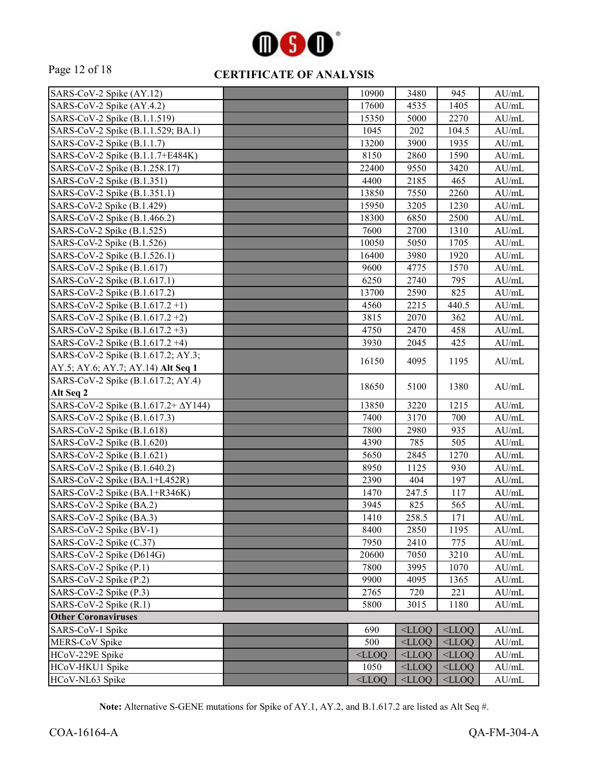## CERTIFICATE OF ANALYSIS

| | | | | | |
|---|---|---|---|---|---|
| SARS-CoV-2 Spike (AY.12) | | 10900 | 3480 | 945 | AU/mL |
| SARS-CoV-2 Spike (AY.4.2) | | 17600 | 4535 | 1405 | AU/mL |
| SARS-CoV-2 Spike (B.1.1.519) | | 15350 | 5000 | 2270 | AU/mL |
| SARS-CoV-2 Spike (B.1.1.529; BA.1) | | 1045 | 202 | 104.5 | AU/mL |
| SARS-CoV-2 Spike (B.1.1.7) | | 13200 | 3900 | 1935 | AU/mL |
| SARS-CoV-2 Spike (B.1.1.7+E484K) | | 8150 | 2860 | 1590 | AU/mL |
| SARS-CoV-2 Spike (B.1.258.17) | | 22400 | 9550 | 3420 | AU/mL |
| SARS-CoV-2 Spike (B.1.351) | | 4400 | 2185 | 465 | AU/mL |
| SARS-CoV-2 Spike (B.1.351.1) | | 13850 | 7550 | 2260 | AU/mL |
| SARS-CoV-2 Spike (B.1.429) | | 15950 | 3205 | 1230 | AU/mL |
| SARS-CoV-2 Spike (B.1.466.2) | | 18300 | 6850 | 2500 | AU/mL |
| SARS-CoV-2 Spike (B.1.525) | | 7600 | 2700 | 1310 | AU/mL |
| SARS-CoV-2 Spike (B.1.526) | | 10050 | 5050 | 1705 | AU/mL |
| SARS-CoV-2 Spike (B.1.526.1) | | 16400 | 3980 | 1920 | AU/mL |
| SARS-CoV-2 Spike (B.1.617) | | 9600 | 4775 | 1570 | AU/mL |
| SARS-CoV-2 Spike (B.1.617.1) | | 6250 | 2740 | 795 | AU/mL |
| SARS-CoV-2 Spike (B.1.617.2) | | 13700 | 2590 | 825 | AU/mL |
| SARS-CoV-2 Spike (B.1.617.2 +1) | | 4560 | 2215 | 440.5 | AU/mL |
| SARS-CoV-2 Spike (B.1.617.2 +2) | | 3815 | 2070 | 362 | AU/mL |
| SARS-CoV-2 Spike (B.1.617.2 +3) | | 4750 | 2470 | 458 | AU/mL |
| SARS-CoV-2 Spike (B.1.617.2 +4) | | 3930 | 2045 | 425 | AU/mL |
| SARS-CoV-2 Spike (B.1.617.2; AY.3; AY.5; AY.6; AY.7; AY.14) **Alt Seq 1** | | 16150 | 4095 | 1195 | AU/mL |
| SARS-CoV-2 Spike (B.1.617.2; AY.4) **Alt Seq 2** | | 18650 | 5100 | 1380 | AU/mL |
| SARS-CoV-2 Spike (B.1.617.2+ ΔY144) | | 13850 | 3220 | 1215 | AU/mL |
| SARS-CoV-2 Spike (B.1.617.3) | | 7400 | 3170 | 700 | AU/mL |
| SARS-CoV-2 Spike (B.1.618) | | 7800 | 2980 | 935 | AU/mL |
| SARS-CoV-2 Spike (B.1.620) | | 4390 | 785 | 505 | AU/mL |
| SARS-CoV-2 Spike (B.1.621) | | 5650 | 2845 | 1270 | AU/mL |
| SARS-CoV-2 Spike (B.1.640.2) | | 8950 | 1125 | 930 | AU/mL |
| SARS-CoV-2 Spike (BA.1+L452R) | | 2390 | 404 | 197 | AU/mL |
| SARS-CoV-2 Spike (BA.1+R346K) | | 1470 | 247.5 | 117 | AU/mL |
| SARS-CoV-2 Spike (BA.2) | | 3945 | 825 | 565 | AU/mL |
| SARS-CoV-2 Spike (BA.3) | | 1410 | 258.5 | 171 | AU/mL |
| SARS-CoV-2 Spike (BV-1) | | 8400 | 2850 | 1195 | AU/mL |
| SARS-CoV-2 Spike (C.37) | | 7950 | 2410 | 775 | AU/mL |
| SARS-CoV-2 Spike (D614G) | | 20600 | 7050 | 3210 | AU/mL |
| SARS-CoV-2 Spike (P.1) | | 7800 | 3995 | 1070 | AU/mL |
| SARS-CoV-2 Spike (P.2) | | 9900 | 4095 | 1365 | AU/mL |
| SARS-CoV-2 Spike (P.3) | | 2765 | 720 | 221 | AU/mL |
| SARS-CoV-2 Spike (R.1) | | 5800 | 3015 | 1180 | AU/mL |
| **Other Coronaviruses** | | | | | |
| SARS-CoV-1 Spike | | 690 | <LLOQ | <LLOQ | AU/mL |
| MERS-CoV Spike | | 500 | <LLOQ | <LLOQ | AU/mL |
| HCoV-229E Spike | | <LLOQ | <LLOQ | <LLOQ | AU/mL |
| HCoV-HKU1 Spike | | 1050 | <LLOQ | <LLOQ | AU/mL |
| HCoV-NL63 Spike | | <LLOQ | <LLOQ | <LLOQ | AU/mL |

**Note:** Alternative S-GENE mutations for Spike of AY.1, AY.2, and B.1.617.2 are listed as Alt Seq #.

COA-16164-A QA-FM-304-A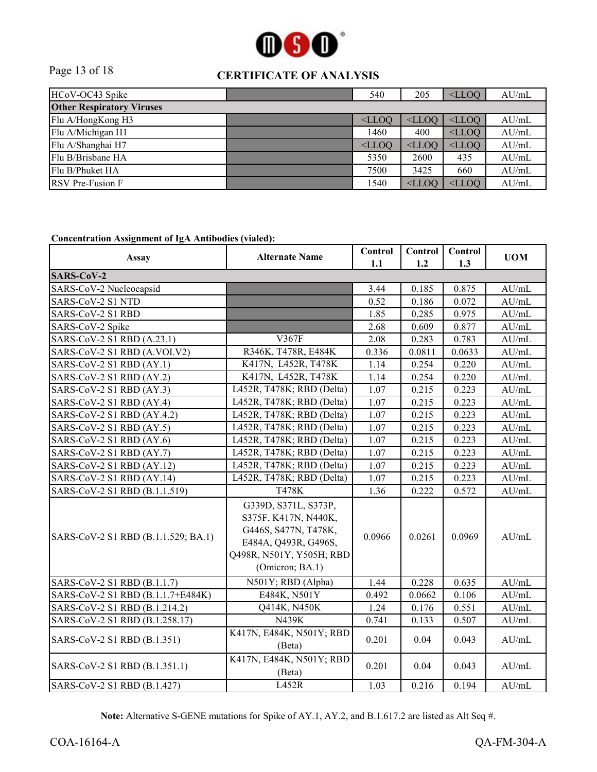## CERTIFICATE OF ANALYSIS

| | | | | | |
|---|---|---|---|---|---|
| HCoV-OC43 Spike | | 540 | 205 | <LLOQ | AU/mL |
| **Other Respiratory Viruses** | | | | | |
| Flu A/HongKong H3 | | <LLOQ | <LLOQ | <LLOQ | AU/mL |
| Flu A/Michigan H1 | | 1460 | 400 | <LLOQ | AU/mL |
| Flu A/Shanghai H7 | | <LLOQ | <LLOQ | <LLOQ | AU/mL |
| Flu B/Brisbane HA | | 5350 | 2600 | 435 | AU/mL |
| Flu B/Phuket HA | | 7500 | 3425 | 660 | AU/mL |
| RSV Pre-Fusion F | | 1540 | <LLOQ | <LLOQ | AU/mL |

**Concentration Assignment of IgA Antibodies (vialed):**

| Assay | Alternate Name | Control 1.1 | Control 1.2 | Control 1.3 | UOM |
|---|---|---|---|---|---|
| **SARS-CoV-2** | | | | | |
| SARS-CoV-2 Nucleocapsid | | 3.44 | 0.185 | 0.875 | AU/mL |
| SARS-CoV-2 S1 NTD | | 0.52 | 0.186 | 0.072 | AU/mL |
| SARS-CoV-2 S1 RBD | | 1.85 | 0.285 | 0.975 | AU/mL |
| SARS-CoV-2 Spike | | 2.68 | 0.609 | 0.877 | AU/mL |
| SARS-CoV-2 S1 RBD (A.23.1) | V367F | 2.08 | 0.283 | 0.783 | AU/mL |
| SARS-CoV-2 S1 RBD (A.VOI.V2) | R346K, T478R, E484K | 0.336 | 0.0811 | 0.0633 | AU/mL |
| SARS-CoV-2 S1 RBD (AY.1) | K417N, L452R, T478K | 1.14 | 0.254 | 0.220 | AU/mL |
| SARS-CoV-2 S1 RBD (AY.2) | K417N, L452R, T478K | 1.14 | 0.254 | 0.220 | AU/mL |
| SARS-CoV-2 S1 RBD (AY.3) | L452R, T478K; RBD (Delta) | 1.07 | 0.215 | 0.223 | AU/mL |
| SARS-CoV-2 S1 RBD (AY.4) | L452R, T478K; RBD (Delta) | 1.07 | 0.215 | 0.223 | AU/mL |
| SARS-CoV-2 S1 RBD (AY.4.2) | L452R, T478K; RBD (Delta) | 1.07 | 0.215 | 0.223 | AU/mL |
| SARS-CoV-2 S1 RBD (AY.5) | L452R, T478K; RBD (Delta) | 1.07 | 0.215 | 0.223 | AU/mL |
| SARS-CoV-2 S1 RBD (AY.6) | L452R, T478K; RBD (Delta) | 1.07 | 0.215 | 0.223 | AU/mL |
| SARS-CoV-2 S1 RBD (AY.7) | L452R, T478K; RBD (Delta) | 1.07 | 0.215 | 0.223 | AU/mL |
| SARS-CoV-2 S1 RBD (AY.12) | L452R, T478K; RBD (Delta) | 1.07 | 0.215 | 0.223 | AU/mL |
| SARS-CoV-2 S1 RBD (AY.14) | L452R, T478K; RBD (Delta) | 1.07 | 0.215 | 0.223 | AU/mL |
| SARS-CoV-2 S1 RBD (B.1.1.519) | T478K | 1.36 | 0.222 | 0.572 | AU/mL |
| SARS-CoV-2 S1 RBD (B.1.1.529; BA.1) | G339D, S371L, S373P, S375F, K417N, N440K, G446S, S477N, T478K, E484A, Q493R, G496S, Q498R, N501Y, Y505H; RBD (Omicron; BA.1) | 0.0966 | 0.0261 | 0.0969 | AU/mL |
| SARS-CoV-2 S1 RBD (B.1.1.7) | N501Y; RBD (Alpha) | 1.44 | 0.228 | 0.635 | AU/mL |
| SARS-CoV-2 S1 RBD (B.1.1.7+E484K) | E484K, N501Y | 0.492 | 0.0662 | 0.106 | AU/mL |
| SARS-CoV-2 S1 RBD (B.1.214.2) | Q414K, N450K | 1.24 | 0.176 | 0.551 | AU/mL |
| SARS-CoV-2 S1 RBD (B.1.258.17) | N439K | 0.741 | 0.133 | 0.507 | AU/mL |
| SARS-CoV-2 S1 RBD (B.1.351) | K417N, E484K, N501Y; RBD (Beta) | 0.201 | 0.04 | 0.043 | AU/mL |
| SARS-CoV-2 S1 RBD (B.1.351.1) | K417N, E484K, N501Y; RBD (Beta) | 0.201 | 0.04 | 0.043 | AU/mL |
| SARS-CoV-2 S1 RBD (B.1.427) | L452R | 1.03 | 0.216 | 0.194 | AU/mL |

**Note:** Alternative S-GENE mutations for Spike of AY.1, AY.2, and B.1.617.2 are listed as Alt Seq #.

COA-16164-A QA-FM-304-A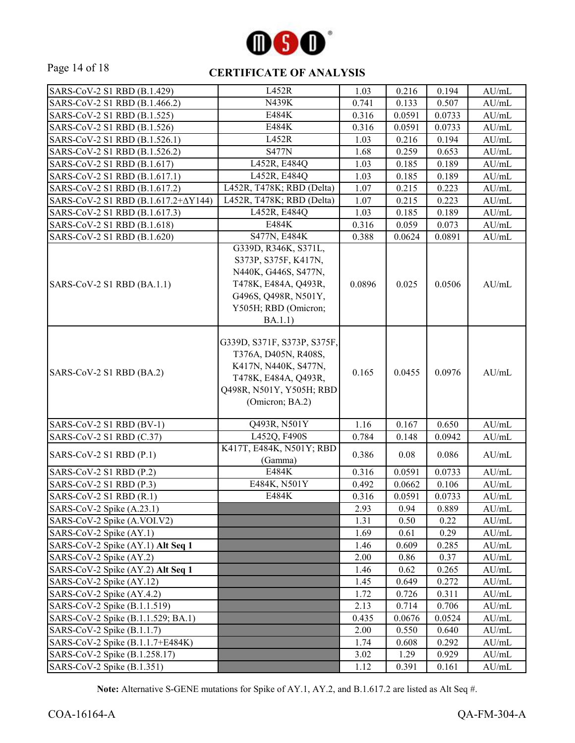## CERTIFICATE OF ANALYSIS

| | | | | | |
|---|---|---|---|---|---|
| SARS-CoV-2 S1 RBD (B.1.429) | L452R | 1.03 | 0.216 | 0.194 | AU/mL |
| SARS-CoV-2 S1 RBD (B.1.466.2) | N439K | 0.741 | 0.133 | 0.507 | AU/mL |
| SARS-CoV-2 S1 RBD (B.1.525) | E484K | 0.316 | 0.0591 | 0.0733 | AU/mL |
| SARS-CoV-2 S1 RBD (B.1.526) | E484K | 0.316 | 0.0591 | 0.0733 | AU/mL |
| SARS-CoV-2 S1 RBD (B.1.526.1) | L452R | 1.03 | 0.216 | 0.194 | AU/mL |
| SARS-CoV-2 S1 RBD (B.1.526.2) | S477N | 1.68 | 0.259 | 0.653 | AU/mL |
| SARS-CoV-2 S1 RBD (B.1.617) | L452R, E484Q | 1.03 | 0.185 | 0.189 | AU/mL |
| SARS-CoV-2 S1 RBD (B.1.617.1) | L452R, E484Q | 1.03 | 0.185 | 0.189 | AU/mL |
| SARS-CoV-2 S1 RBD (B.1.617.2) | L452R, T478K; RBD (Delta) | 1.07 | 0.215 | 0.223 | AU/mL |
| SARS-CoV-2 S1 RBD (B.1.617.2+ΔY144) | L452R, T478K; RBD (Delta) | 1.07 | 0.215 | 0.223 | AU/mL |
| SARS-CoV-2 S1 RBD (B.1.617.3) | L452R, E484Q | 1.03 | 0.185 | 0.189 | AU/mL |
| SARS-CoV-2 S1 RBD (B.1.618) | E484K | 0.316 | 0.059 | 0.073 | AU/mL |
| SARS-CoV-2 S1 RBD (B.1.620) | S477N, E484K | 0.388 | 0.0624 | 0.0891 | AU/mL |
| SARS-CoV-2 S1 RBD (BA.1.1) | G339D, R346K, S371L, S373P, S375F, K417N, N440K, G446S, S477N, T478K, E484A, Q493R, G496S, Q498R, N501Y, Y505H; RBD (Omicron; BA.1.1) | 0.0896 | 0.025 | 0.0506 | AU/mL |
| SARS-CoV-2 S1 RBD (BA.2) | G339D, S371F, S373P, S375F, T376A, D405N, R408S, K417N, N440K, S477N, T478K, E484A, Q493R, Q498R, N501Y, Y505H; RBD (Omicron; BA.2) | 0.165 | 0.0455 | 0.0976 | AU/mL |
| SARS-CoV-2 S1 RBD (BV-1) | Q493R, N501Y | 1.16 | 0.167 | 0.650 | AU/mL |
| SARS-CoV-2 S1 RBD (C.37) | L452Q, F490S | 0.784 | 0.148 | 0.0942 | AU/mL |
| SARS-CoV-2 S1 RBD (P.1) | K417T, E484K, N501Y; RBD (Gamma) | 0.386 | 0.08 | 0.086 | AU/mL |
| SARS-CoV-2 S1 RBD (P.2) | E484K | 0.316 | 0.0591 | 0.0733 | AU/mL |
| SARS-CoV-2 S1 RBD (P.3) | E484K, N501Y | 0.492 | 0.0662 | 0.106 | AU/mL |
| SARS-CoV-2 S1 RBD (R.1) | E484K | 0.316 | 0.0591 | 0.0733 | AU/mL |
| SARS-CoV-2 Spike (A.23.1) | | 2.93 | 0.94 | 0.889 | AU/mL |
| SARS-CoV-2 Spike (A.VOI.V2) | | 1.31 | 0.50 | 0.22 | AU/mL |
| SARS-CoV-2 Spike (AY.1) | | 1.69 | 0.61 | 0.29 | AU/mL |
| SARS-CoV-2 Spike (AY.1) **Alt Seq 1** | | 1.46 | 0.609 | 0.285 | AU/mL |
| SARS-CoV-2 Spike (AY.2) | | 2.00 | 0.86 | 0.37 | AU/mL |
| SARS-CoV-2 Spike (AY.2) **Alt Seq 1** | | 1.46 | 0.62 | 0.265 | AU/mL |
| SARS-CoV-2 Spike (AY.12) | | 1.45 | 0.649 | 0.272 | AU/mL |
| SARS-CoV-2 Spike (AY.4.2) | | 1.72 | 0.726 | 0.311 | AU/mL |
| SARS-CoV-2 Spike (B.1.1.519) | | 2.13 | 0.714 | 0.706 | AU/mL |
| SARS-CoV-2 Spike (B.1.1.529; BA.1) | | 0.435 | 0.0676 | 0.0524 | AU/mL |
| SARS-CoV-2 Spike (B.1.1.7) | | 2.00 | 0.550 | 0.640 | AU/mL |
| SARS-CoV-2 Spike (B.1.1.7+E484K) | | 1.74 | 0.608 | 0.292 | AU/mL |
| SARS-CoV-2 Spike (B.1.258.17) | | 3.02 | 1.29 | 0.929 | AU/mL |
| SARS-CoV-2 Spike (B.1.351) | | 1.12 | 0.391 | 0.161 | AU/mL |

**Note:** Alternative S-GENE mutations for Spike of AY.1, AY.2, and B.1.617.2 are listed as Alt Seq #.

COA-16164-A QA-FM-304-A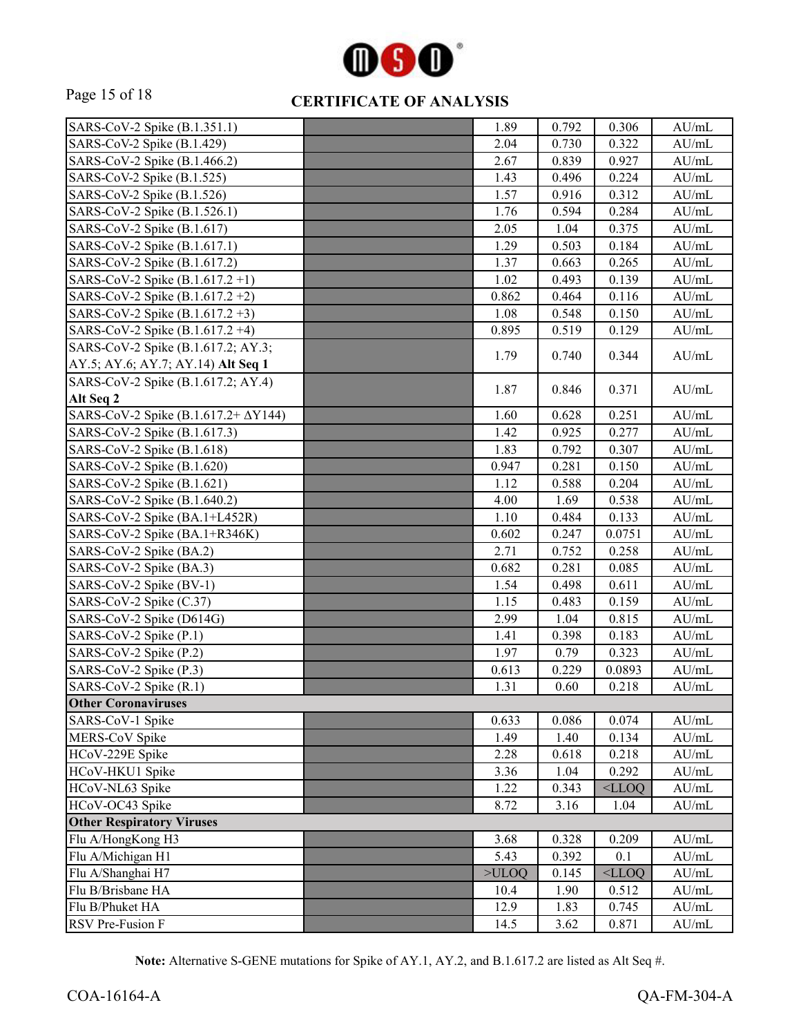## CERTIFICATE OF ANALYSIS

| | | | | | |
|---|---|---|---|---|---|
| SARS-CoV-2 Spike (B.1.351.1) | | 1.89 | 0.792 | 0.306 | AU/mL |
| SARS-CoV-2 Spike (B.1.429) | | 2.04 | 0.730 | 0.322 | AU/mL |
| SARS-CoV-2 Spike (B.1.466.2) | | 2.67 | 0.839 | 0.927 | AU/mL |
| SARS-CoV-2 Spike (B.1.525) | | 1.43 | 0.496 | 0.224 | AU/mL |
| SARS-CoV-2 Spike (B.1.526) | | 1.57 | 0.916 | 0.312 | AU/mL |
| SARS-CoV-2 Spike (B.1.526.1) | | 1.76 | 0.594 | 0.284 | AU/mL |
| SARS-CoV-2 Spike (B.1.617) | | 2.05 | 1.04 | 0.375 | AU/mL |
| SARS-CoV-2 Spike (B.1.617.1) | | 1.29 | 0.503 | 0.184 | AU/mL |
| SARS-CoV-2 Spike (B.1.617.2) | | 1.37 | 0.663 | 0.265 | AU/mL |
| SARS-CoV-2 Spike (B.1.617.2 +1) | | 1.02 | 0.493 | 0.139 | AU/mL |
| SARS-CoV-2 Spike (B.1.617.2 +2) | | 0.862 | 0.464 | 0.116 | AU/mL |
| SARS-CoV-2 Spike (B.1.617.2 +3) | | 1.08 | 0.548 | 0.150 | AU/mL |
| SARS-CoV-2 Spike (B.1.617.2 +4) | | 0.895 | 0.519 | 0.129 | AU/mL |
| SARS-CoV-2 Spike (B.1.617.2; AY.3; AY.5; AY.6; AY.7; AY.14) **Alt Seq 1** | | 1.79 | 0.740 | 0.344 | AU/mL |
| SARS-CoV-2 Spike (B.1.617.2; AY.4) **Alt Seq 2** | | 1.87 | 0.846 | 0.371 | AU/mL |
| SARS-CoV-2 Spike (B.1.617.2+ ΔY144) | | 1.60 | 0.628 | 0.251 | AU/mL |
| SARS-CoV-2 Spike (B.1.617.3) | | 1.42 | 0.925 | 0.277 | AU/mL |
| SARS-CoV-2 Spike (B.1.618) | | 1.83 | 0.792 | 0.307 | AU/mL |
| SARS-CoV-2 Spike (B.1.620) | | 0.947 | 0.281 | 0.150 | AU/mL |
| SARS-CoV-2 Spike (B.1.621) | | 1.12 | 0.588 | 0.204 | AU/mL |
| SARS-CoV-2 Spike (B.1.640.2) | | 4.00 | 1.69 | 0.538 | AU/mL |
| SARS-CoV-2 Spike (BA.1+L452R) | | 1.10 | 0.484 | 0.133 | AU/mL |
| SARS-CoV-2 Spike (BA.1+R346K) | | 0.602 | 0.247 | 0.0751 | AU/mL |
| SARS-CoV-2 Spike (BA.2) | | 2.71 | 0.752 | 0.258 | AU/mL |
| SARS-CoV-2 Spike (BA.3) | | 0.682 | 0.281 | 0.085 | AU/mL |
| SARS-CoV-2 Spike (BV-1) | | 1.54 | 0.498 | 0.611 | AU/mL |
| SARS-CoV-2 Spike (C.37) | | 1.15 | 0.483 | 0.159 | AU/mL |
| SARS-CoV-2 Spike (D614G) | | 2.99 | 1.04 | 0.815 | AU/mL |
| SARS-CoV-2 Spike (P.1) | | 1.41 | 0.398 | 0.183 | AU/mL |
| SARS-CoV-2 Spike (P.2) | | 1.97 | 0.79 | 0.323 | AU/mL |
| SARS-CoV-2 Spike (P.3) | | 0.613 | 0.229 | 0.0893 | AU/mL |
| SARS-CoV-2 Spike (R.1) | | 1.31 | 0.60 | 0.218 | AU/mL |
| **Other Coronaviruses** | | | | | |
| SARS-CoV-1 Spike | | 0.633 | 0.086 | 0.074 | AU/mL |
| MERS-CoV Spike | | 1.49 | 1.40 | 0.134 | AU/mL |
| HCoV-229E Spike | | 2.28 | 0.618 | 0.218 | AU/mL |
| HCoV-HKU1 Spike | | 3.36 | 1.04 | 0.292 | AU/mL |
| HCoV-NL63 Spike | | 1.22 | 0.343 | <LLOQ | AU/mL |
| HCoV-OC43 Spike | | 8.72 | 3.16 | 1.04 | AU/mL |
| **Other Respiratory Viruses** | | | | | |
| Flu A/HongKong H3 | | 3.68 | 0.328 | 0.209 | AU/mL |
| Flu A/Michigan H1 | | 5.43 | 0.392 | 0.1 | AU/mL |
| Flu A/Shanghai H7 | | >ULOQ | 0.145 | <LLOQ | AU/mL |
| Flu B/Brisbane HA | | 10.4 | 1.90 | 0.512 | AU/mL |
| Flu B/Phuket HA | | 12.9 | 1.83 | 0.745 | AU/mL |
| RSV Pre-Fusion F | | 14.5 | 3.62 | 0.871 | AU/mL |

**Note:** Alternative S-GENE mutations for Spike of AY.1, AY.2, and B.1.617.2 are listed as Alt Seq #.

COA-16164-A QA-FM-304-A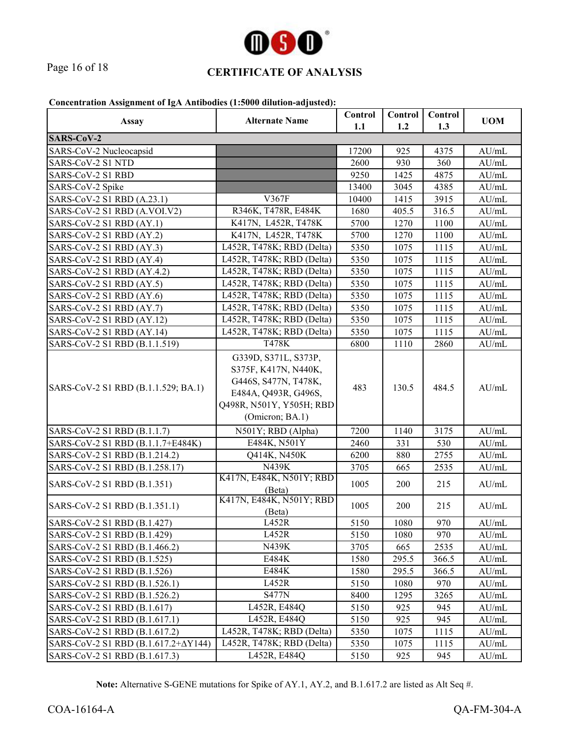## CERTIFICATE OF ANALYSIS

**Concentration Assignment of IgA Antibodies (1:5000 dilution-adjusted):**

| Assay | Alternate Name | Control 1.1 | Control 1.2 | Control 1.3 | UOM |
|---|---|---|---|---|---|
| **SARS-CoV-2** | | | | | |
| SARS-CoV-2 Nucleocapsid | | 17200 | 925 | 4375 | AU/mL |
| SARS-CoV-2 S1 NTD | | 2600 | 930 | 360 | AU/mL |
| SARS-CoV-2 S1 RBD | | 9250 | 1425 | 4875 | AU/mL |
| SARS-CoV-2 Spike | | 13400 | 3045 | 4385 | AU/mL |
| SARS-CoV-2 S1 RBD (A.23.1) | V367F | 10400 | 1415 | 3915 | AU/mL |
| SARS-CoV-2 S1 RBD (A.VOI.V2) | R346K, T478R, E484K | 1680 | 405.5 | 316.5 | AU/mL |
| SARS-CoV-2 S1 RBD (AY.1) | K417N, L452R, T478K | 5700 | 1270 | 1100 | AU/mL |
| SARS-CoV-2 S1 RBD (AY.2) | K417N, L452R, T478K | 5700 | 1270 | 1100 | AU/mL |
| SARS-CoV-2 S1 RBD (AY.3) | L452R, T478K; RBD (Delta) | 5350 | 1075 | 1115 | AU/mL |
| SARS-CoV-2 S1 RBD (AY.4) | L452R, T478K; RBD (Delta) | 5350 | 1075 | 1115 | AU/mL |
| SARS-CoV-2 S1 RBD (AY.4.2) | L452R, T478K; RBD (Delta) | 5350 | 1075 | 1115 | AU/mL |
| SARS-CoV-2 S1 RBD (AY.5) | L452R, T478K; RBD (Delta) | 5350 | 1075 | 1115 | AU/mL |
| SARS-CoV-2 S1 RBD (AY.6) | L452R, T478K; RBD (Delta) | 5350 | 1075 | 1115 | AU/mL |
| SARS-CoV-2 S1 RBD (AY.7) | L452R, T478K; RBD (Delta) | 5350 | 1075 | 1115 | AU/mL |
| SARS-CoV-2 S1 RBD (AY.12) | L452R, T478K; RBD (Delta) | 5350 | 1075 | 1115 | AU/mL |
| SARS-CoV-2 S1 RBD (AY.14) | L452R, T478K; RBD (Delta) | 5350 | 1075 | 1115 | AU/mL |
| SARS-CoV-2 S1 RBD (B.1.1.519) | T478K | 6800 | 1110 | 2860 | AU/mL |
| SARS-CoV-2 S1 RBD (B.1.1.529; BA.1) | G339D, S371L, S373P, S375F, K417N, N440K, G446S, S477N, T478K, E484A, Q493R, G496S, Q498R, N501Y, Y505H; RBD (Omicron; BA.1) | 483 | 130.5 | 484.5 | AU/mL |
| SARS-CoV-2 S1 RBD (B.1.1.7) | N501Y; RBD (Alpha) | 7200 | 1140 | 3175 | AU/mL |
| SARS-CoV-2 S1 RBD (B.1.1.7+E484K) | E484K, N501Y | 2460 | 331 | 530 | AU/mL |
| SARS-CoV-2 S1 RBD (B.1.214.2) | Q414K, N450K | 6200 | 880 | 2755 | AU/mL |
| SARS-CoV-2 S1 RBD (B.1.258.17) | N439K | 3705 | 665 | 2535 | AU/mL |
| SARS-CoV-2 S1 RBD (B.1.351) | K417N, E484K, N501Y; RBD (Beta) | 1005 | 200 | 215 | AU/mL |
| SARS-CoV-2 S1 RBD (B.1.351.1) | K417N, E484K, N501Y; RBD (Beta) | 1005 | 200 | 215 | AU/mL |
| SARS-CoV-2 S1 RBD (B.1.427) | L452R | 5150 | 1080 | 970 | AU/mL |
| SARS-CoV-2 S1 RBD (B.1.429) | L452R | 5150 | 1080 | 970 | AU/mL |
| SARS-CoV-2 S1 RBD (B.1.466.2) | N439K | 3705 | 665 | 2535 | AU/mL |
| SARS-CoV-2 S1 RBD (B.1.525) | E484K | 1580 | 295.5 | 366.5 | AU/mL |
| SARS-CoV-2 S1 RBD (B.1.526) | E484K | 1580 | 295.5 | 366.5 | AU/mL |
| SARS-CoV-2 S1 RBD (B.1.526.1) | L452R | 5150 | 1080 | 970 | AU/mL |
| SARS-CoV-2 S1 RBD (B.1.526.2) | S477N | 8400 | 1295 | 3265 | AU/mL |
| SARS-CoV-2 S1 RBD (B.1.617) | L452R, E484Q | 5150 | 925 | 945 | AU/mL |
| SARS-CoV-2 S1 RBD (B.1.617.1) | L452R, E484Q | 5150 | 925 | 945 | AU/mL |
| SARS-CoV-2 S1 RBD (B.1.617.2) | L452R, T478K; RBD (Delta) | 5350 | 1075 | 1115 | AU/mL |
| SARS-CoV-2 S1 RBD (B.1.617.2+ΔY144) | L452R, T478K; RBD (Delta) | 5350 | 1075 | 1115 | AU/mL |
| SARS-CoV-2 S1 RBD (B.1.617.3) | L452R, E484Q | 5150 | 925 | 945 | AU/mL |

**Note:** Alternative S-GENE mutations for Spike of AY.1, AY.2, and B.1.617.2 are listed as Alt Seq #.

COA-16164-A QA-FM-304-A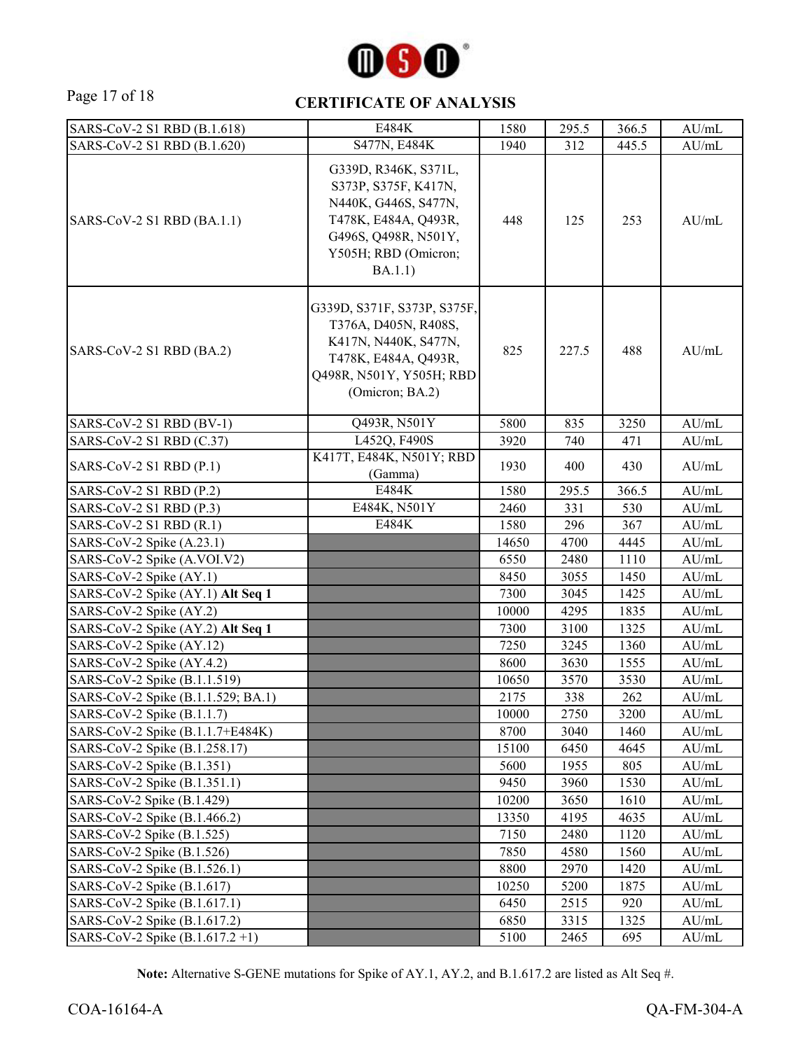## CERTIFICATE OF ANALYSIS

| | | | | | |
|---|---|---|---|---|---|
| SARS-CoV-2 S1 RBD (B.1.618) | E484K | 1580 | 295.5 | 366.5 | AU/mL |
| SARS-CoV-2 S1 RBD (B.1.620) | S477N, E484K | 1940 | 312 | 445.5 | AU/mL |
| SARS-CoV-2 S1 RBD (BA.1.1) | G339D, R346K, S371L, S373P, S375F, K417N, N440K, G446S, S477N, T478K, E484A, Q493R, G496S, Q498R, N501Y, Y505H; RBD (Omicron; BA.1.1) | 448 | 125 | 253 | AU/mL |
| SARS-CoV-2 S1 RBD (BA.2) | G339D, S371F, S373P, S375F, T376A, D405N, R408S, K417N, N440K, S477N, T478K, E484A, Q493R, Q498R, N501Y, Y505H; RBD (Omicron; BA.2) | 825 | 227.5 | 488 | AU/mL |
| SARS-CoV-2 S1 RBD (BV-1) | Q493R, N501Y | 5800 | 835 | 3250 | AU/mL |
| SARS-CoV-2 S1 RBD (C.37) | L452Q, F490S | 3920 | 740 | 471 | AU/mL |
| SARS-CoV-2 S1 RBD (P.1) | K417T, E484K, N501Y; RBD (Gamma) | 1930 | 400 | 430 | AU/mL |
| SARS-CoV-2 S1 RBD (P.2) | E484K | 1580 | 295.5 | 366.5 | AU/mL |
| SARS-CoV-2 S1 RBD (P.3) | E484K, N501Y | 2460 | 331 | 530 | AU/mL |
| SARS-CoV-2 S1 RBD (R.1) | E484K | 1580 | 296 | 367 | AU/mL |
| SARS-CoV-2 Spike (A.23.1) | | 14650 | 4700 | 4445 | AU/mL |
| SARS-CoV-2 Spike (A.VOI.V2) | | 6550 | 2480 | 1110 | AU/mL |
| SARS-CoV-2 Spike (AY.1) | | 8450 | 3055 | 1450 | AU/mL |
| SARS-CoV-2 Spike (AY.1) **Alt Seq 1** | | 7300 | 3045 | 1425 | AU/mL |
| SARS-CoV-2 Spike (AY.2) | | 10000 | 4295 | 1835 | AU/mL |
| SARS-CoV-2 Spike (AY.2) **Alt Seq 1** | | 7300 | 3100 | 1325 | AU/mL |
| SARS-CoV-2 Spike (AY.12) | | 7250 | 3245 | 1360 | AU/mL |
| SARS-CoV-2 Spike (AY.4.2) | | 8600 | 3630 | 1555 | AU/mL |
| SARS-CoV-2 Spike (B.1.1.519) | | 10650 | 3570 | 3530 | AU/mL |
| SARS-CoV-2 Spike (B.1.1.529; BA.1) | | 2175 | 338 | 262 | AU/mL |
| SARS-CoV-2 Spike (B.1.1.7) | | 10000 | 2750 | 3200 | AU/mL |
| SARS-CoV-2 Spike (B.1.1.7+E484K) | | 8700 | 3040 | 1460 | AU/mL |
| SARS-CoV-2 Spike (B.1.258.17) | | 15100 | 6450 | 4645 | AU/mL |
| SARS-CoV-2 Spike (B.1.351) | | 5600 | 1955 | 805 | AU/mL |
| SARS-CoV-2 Spike (B.1.351.1) | | 9450 | 3960 | 1530 | AU/mL |
| SARS-CoV-2 Spike (B.1.429) | | 10200 | 3650 | 1610 | AU/mL |
| SARS-CoV-2 Spike (B.1.466.2) | | 13350 | 4195 | 4635 | AU/mL |
| SARS-CoV-2 Spike (B.1.525) | | 7150 | 2480 | 1120 | AU/mL |
| SARS-CoV-2 Spike (B.1.526) | | 7850 | 4580 | 1560 | AU/mL |
| SARS-CoV-2 Spike (B.1.526.1) | | 8800 | 2970 | 1420 | AU/mL |
| SARS-CoV-2 Spike (B.1.617) | | 10250 | 5200 | 1875 | AU/mL |
| SARS-CoV-2 Spike (B.1.617.1) | | 6450 | 2515 | 920 | AU/mL |
| SARS-CoV-2 Spike (B.1.617.2) | | 6850 | 3315 | 1325 | AU/mL |
| SARS-CoV-2 Spike (B.1.617.2 +1) | | 5100 | 2465 | 695 | AU/mL |

**Note:** Alternative S-GENE mutations for Spike of AY.1, AY.2, and B.1.617.2 are listed as Alt Seq #.

COA-16164-A QA-FM-304-A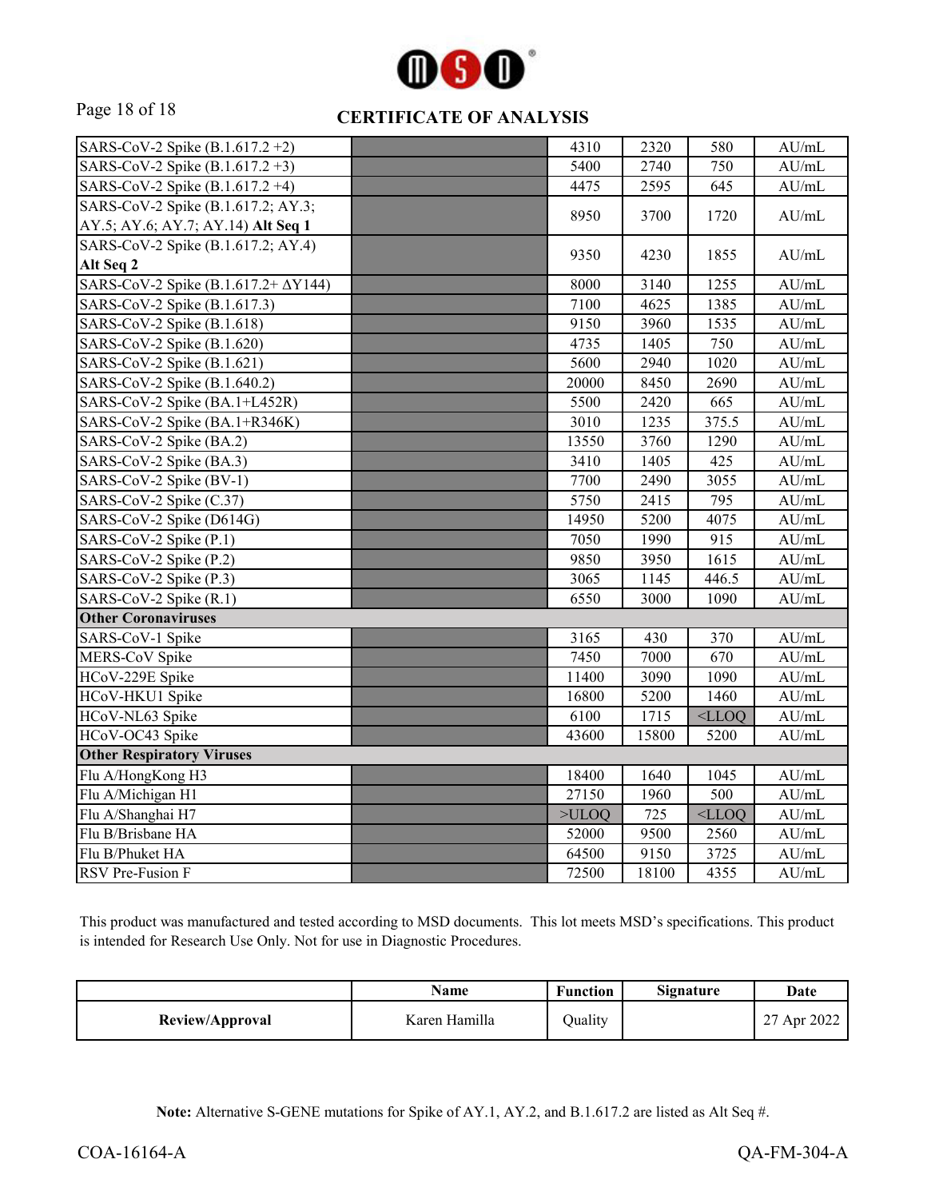# CERTIFICATE OF ANALYSIS

| | | | | | |
|---|---|---|---|---|---|
| SARS-CoV-2 Spike (B.1.617.2 +2) | | 4310 | 2320 | 580 | AU/mL |
| SARS-CoV-2 Spike (B.1.617.2 +3) | | 5400 | 2740 | 750 | AU/mL |
| SARS-CoV-2 Spike (B.1.617.2 +4) | | 4475 | 2595 | 645 | AU/mL |
| SARS-CoV-2 Spike (B.1.617.2; AY.3; AY.5; AY.6; AY.7; AY.14) **Alt Seq 1** | | 8950 | 3700 | 1720 | AU/mL |
| SARS-CoV-2 Spike (B.1.617.2; AY.4) **Alt Seq 2** | | 9350 | 4230 | 1855 | AU/mL |
| SARS-CoV-2 Spike (B.1.617.2+ ΔY144) | | 8000 | 3140 | 1255 | AU/mL |
| SARS-CoV-2 Spike (B.1.617.3) | | 7100 | 4625 | 1385 | AU/mL |
| SARS-CoV-2 Spike (B.1.618) | | 9150 | 3960 | 1535 | AU/mL |
| SARS-CoV-2 Spike (B.1.620) | | 4735 | 1405 | 750 | AU/mL |
| SARS-CoV-2 Spike (B.1.621) | | 5600 | 2940 | 1020 | AU/mL |
| SARS-CoV-2 Spike (B.1.640.2) | | 20000 | 8450 | 2690 | AU/mL |
| SARS-CoV-2 Spike (BA.1+L452R) | | 5500 | 2420 | 665 | AU/mL |
| SARS-CoV-2 Spike (BA.1+R346K) | | 3010 | 1235 | 375.5 | AU/mL |
| SARS-CoV-2 Spike (BA.2) | | 13550 | 3760 | 1290 | AU/mL |
| SARS-CoV-2 Spike (BA.3) | | 3410 | 1405 | 425 | AU/mL |
| SARS-CoV-2 Spike (BV-1) | | 7700 | 2490 | 3055 | AU/mL |
| SARS-CoV-2 Spike (C.37) | | 5750 | 2415 | 795 | AU/mL |
| SARS-CoV-2 Spike (D614G) | | 14950 | 5200 | 4075 | AU/mL |
| SARS-CoV-2 Spike (P.1) | | 7050 | 1990 | 915 | AU/mL |
| SARS-CoV-2 Spike (P.2) | | 9850 | 3950 | 1615 | AU/mL |
| SARS-CoV-2 Spike (P.3) | | 3065 | 1145 | 446.5 | AU/mL |
| SARS-CoV-2 Spike (R.1) | | 6550 | 3000 | 1090 | AU/mL |
| **Other Coronaviruses** | | | | | |
| SARS-CoV-1 Spike | | 3165 | 430 | 370 | AU/mL |
| MERS-CoV Spike | | 7450 | 7000 | 670 | AU/mL |
| HCoV-229E Spike | | 11400 | 3090 | 1090 | AU/mL |
| HCoV-HKU1 Spike | | 16800 | 5200 | 1460 | AU/mL |
| HCoV-NL63 Spike | | 6100 | 1715 | <LLOQ | AU/mL |
| HCoV-OC43 Spike | | 43600 | 15800 | 5200 | AU/mL |
| **Other Respiratory Viruses** | | | | | |
| Flu A/HongKong H3 | | 18400 | 1640 | 1045 | AU/mL |
| Flu A/Michigan H1 | | 27150 | 1960 | 500 | AU/mL |
| Flu A/Shanghai H7 | | >ULOQ | 725 | <LLOQ | AU/mL |
| Flu B/Brisbane HA | | 52000 | 9500 | 2560 | AU/mL |
| Flu B/Phuket HA | | 64500 | 9150 | 3725 | AU/mL |
| RSV Pre-Fusion F | | 72500 | 18100 | 4355 | AU/mL |

This product was manufactured and tested according to MSD documents. This lot meets MSD's specifications. This product is intended for Research Use Only. Not for use in Diagnostic Procedures.

| | Name | Function | Signature | Date |
|---|---|---|---|---|
| **Review/Approval** | Karen Hamilla | Quality | | 27 Apr 2022 |

**Note:** Alternative S-GENE mutations for Spike of AY.1, AY.2, and B.1.617.2 are listed as Alt Seq #.

COA-16164-A QA-FM-304-A